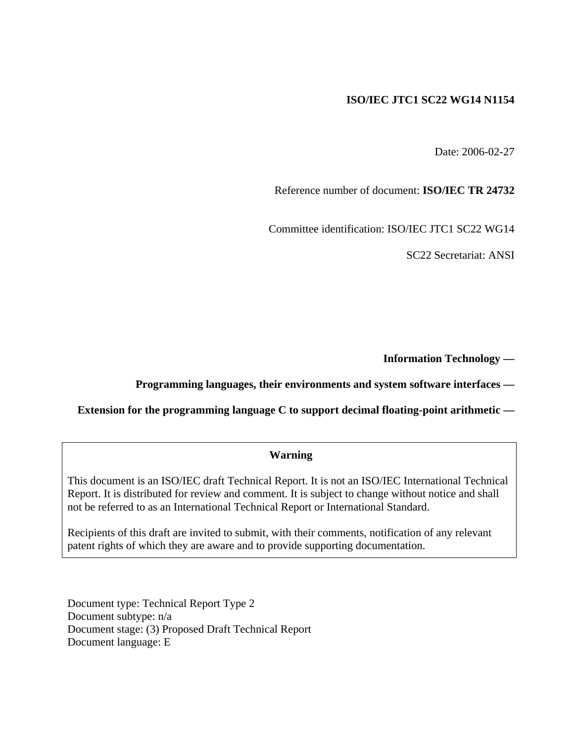**ISO/IEC JTC1 SC22 WG14 N1154**

Date: 2006-02-27

Reference number of document: **ISO/IEC TR 24732**

Committee identification: ISO/IEC JTC1 SC22 WG14

SC22 Secretariat: ANSI

**Information Technology —**

**Programming languages, their environments and system software interfaces —**

**Extension for the programming language C to support decimal floating-point arithmetic —**

**Warning**

This document is an ISO/IEC draft Technical Report. It is not an ISO/IEC International Technical Report. It is distributed for review and comment. It is subject to change without notice and shall not be referred to as an International Technical Report or International Standard.

Recipients of this draft are invited to submit, with their comments, notification of any relevant patent rights of which they are aware and to provide supporting documentation.

Document type: Technical Report Type 2
Document subtype: n/a
Document stage: (3) Proposed Draft Technical Report
Document language: E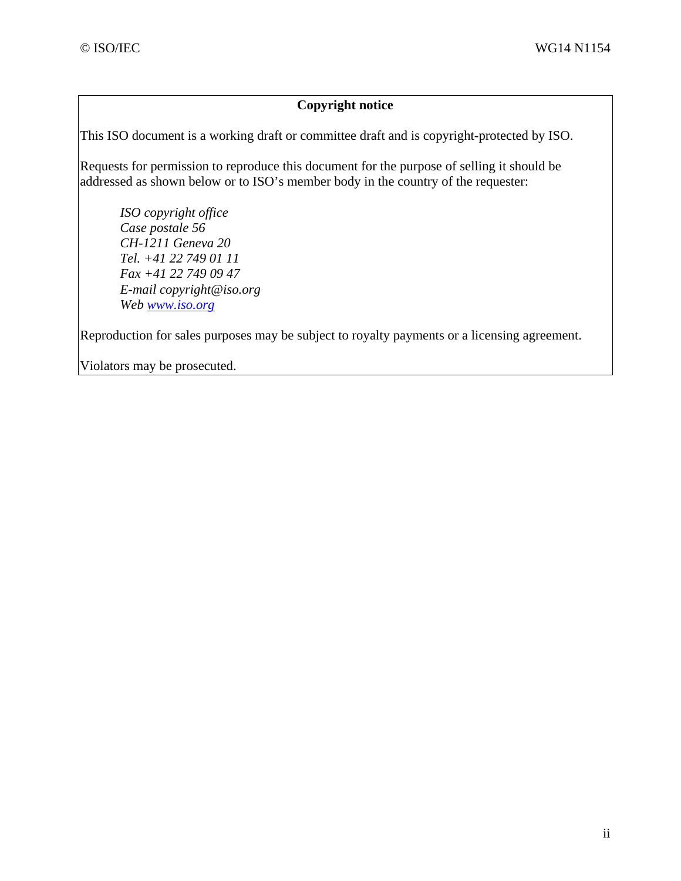**Copyright notice**

This ISO document is a working draft or committee draft and is copyright-protected by ISO.

Requests for permission to reproduce this document for the purpose of selling it should be addressed as shown below or to ISO's member body in the country of the requester:

> *ISO copyright office*
> *Case postale 56*
> *CH-1211 Geneva 20*
> *Tel. +41 22 749 01 11*
> *Fax +41 22 749 09 47*
> *E-mail copyright@iso.org*
> *Web [www.iso.org](http://www.iso.org)*

Reproduction for sales purposes may be subject to royalty payments or a licensing agreement.

Violators may be prosecuted.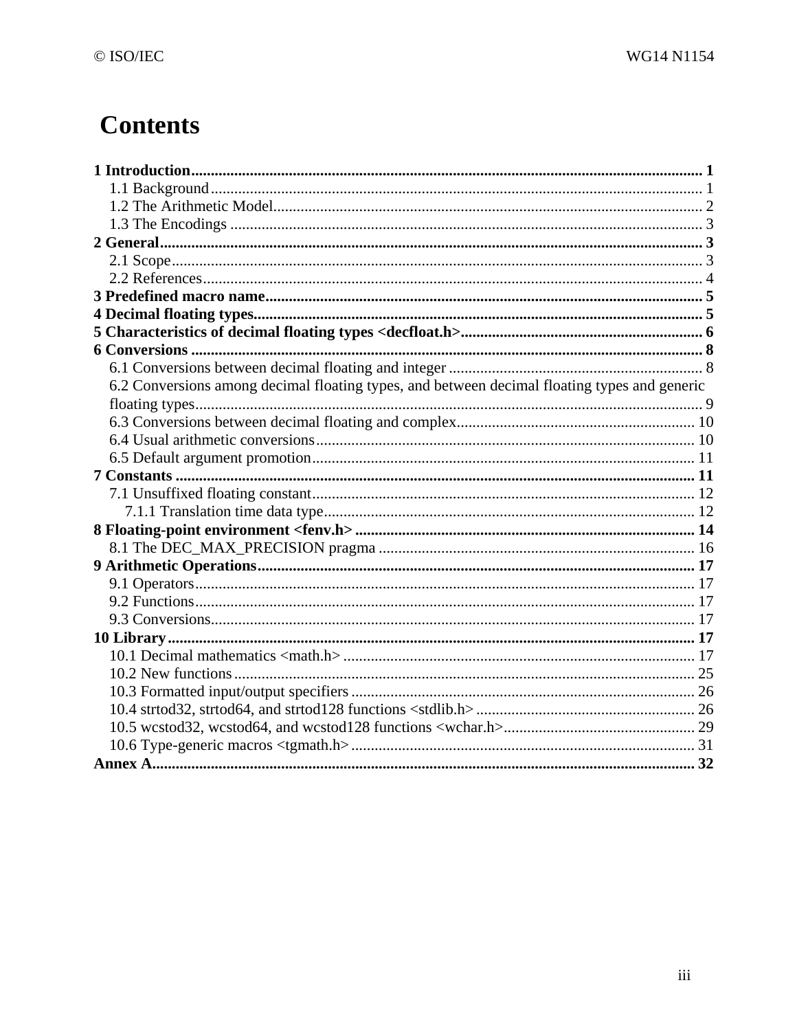# Contents

**1 Introduction** ........ **1**
- 1.1 Background ........ 1
- 1.2 The Arithmetic Model ........ 2
- 1.3 The Encodings ........ 3

**2 General** ........ **3**
- 2.1 Scope ........ 3
- 2.2 References ........ 4

**3 Predefined macro name** ........ **5**

**4 Decimal floating types** ........ **5**

**5 Characteristics of decimal floating types <decfloat.h>** ........ **6**

**6 Conversions** ........ **8**
- 6.1 Conversions between decimal floating and integer ........ 8
- 6.2 Conversions among decimal floating types, and between decimal floating types and generic floating types ........ 9
- 6.3 Conversions between decimal floating and complex ........ 10
- 6.4 Usual arithmetic conversions ........ 10
- 6.5 Default argument promotion ........ 11

**7 Constants** ........ **11**
- 7.1 Unsuffixed floating constant ........ 12
  - 7.1.1 Translation time data type ........ 12

**8 Floating-point environment <fenv.h>** ........ **14**
- 8.1 The DEC_MAX_PRECISION pragma ........ 16

**9 Arithmetic Operations** ........ **17**
- 9.1 Operators ........ 17
- 9.2 Functions ........ 17
- 9.3 Conversions ........ 17

**10 Library** ........ **17**
- 10.1 Decimal mathematics <math.h> ........ 17
- 10.2 New functions ........ 25
- 10.3 Formatted input/output specifiers ........ 26
- 10.4 strtod32, strtod64, and strtod128 functions <stdlib.h> ........ 26
- 10.5 wcstod32, wcstod64, and wcstod128 functions <wchar.h> ........ 29
- 10.6 Type-generic macros <tgmath.h> ........ 31

**Annex A** ........ **32**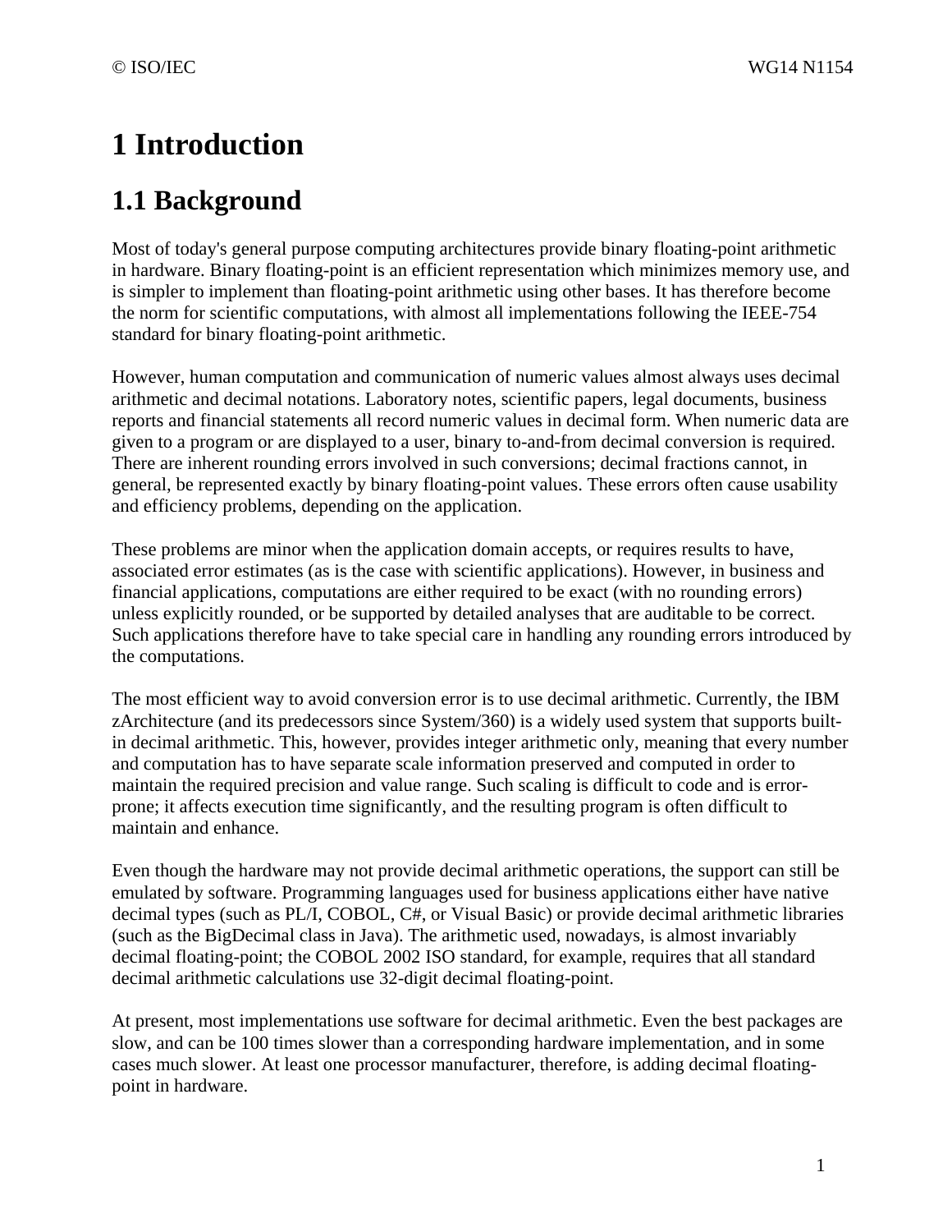# 1 Introduction

## 1.1 Background

Most of today's general purpose computing architectures provide binary floating-point arithmetic in hardware. Binary floating-point is an efficient representation which minimizes memory use, and is simpler to implement than floating-point arithmetic using other bases. It has therefore become the norm for scientific computations, with almost all implementations following the IEEE-754 standard for binary floating-point arithmetic.

However, human computation and communication of numeric values almost always uses decimal arithmetic and decimal notations. Laboratory notes, scientific papers, legal documents, business reports and financial statements all record numeric values in decimal form. When numeric data are given to a program or are displayed to a user, binary to-and-from decimal conversion is required. There are inherent rounding errors involved in such conversions; decimal fractions cannot, in general, be represented exactly by binary floating-point values. These errors often cause usability and efficiency problems, depending on the application.

These problems are minor when the application domain accepts, or requires results to have, associated error estimates (as is the case with scientific applications). However, in business and financial applications, computations are either required to be exact (with no rounding errors) unless explicitly rounded, or be supported by detailed analyses that are auditable to be correct. Such applications therefore have to take special care in handling any rounding errors introduced by the computations.

The most efficient way to avoid conversion error is to use decimal arithmetic. Currently, the IBM zArchitecture (and its predecessors since System/360) is a widely used system that supports built-in decimal arithmetic. This, however, provides integer arithmetic only, meaning that every number and computation has to have separate scale information preserved and computed in order to maintain the required precision and value range. Such scaling is difficult to code and is error-prone; it affects execution time significantly, and the resulting program is often difficult to maintain and enhance.

Even though the hardware may not provide decimal arithmetic operations, the support can still be emulated by software. Programming languages used for business applications either have native decimal types (such as PL/I, COBOL, C#, or Visual Basic) or provide decimal arithmetic libraries (such as the BigDecimal class in Java). The arithmetic used, nowadays, is almost invariably decimal floating-point; the COBOL 2002 ISO standard, for example, requires that all standard decimal arithmetic calculations use 32-digit decimal floating-point.

At present, most implementations use software for decimal arithmetic. Even the best packages are slow, and can be 100 times slower than a corresponding hardware implementation, and in some cases much slower. At least one processor manufacturer, therefore, is adding decimal floating-point in hardware.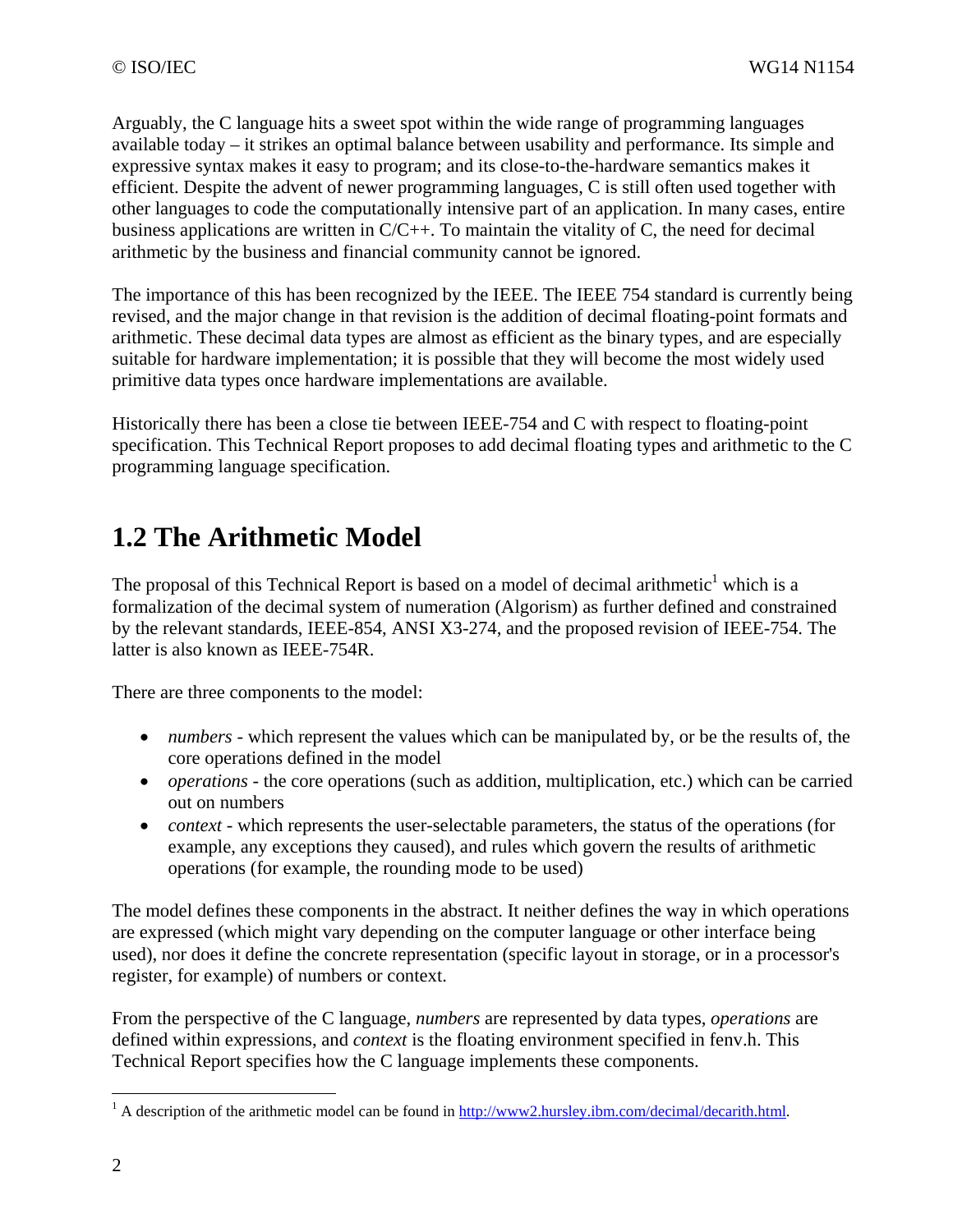Arguably, the C language hits a sweet spot within the wide range of programming languages available today – it strikes an optimal balance between usability and performance. Its simple and expressive syntax makes it easy to program; and its close-to-the-hardware semantics makes it efficient. Despite the advent of newer programming languages, C is still often used together with other languages to code the computationally intensive part of an application. In many cases, entire business applications are written in C/C++. To maintain the vitality of C, the need for decimal arithmetic by the business and financial community cannot be ignored.

The importance of this has been recognized by the IEEE. The IEEE 754 standard is currently being revised, and the major change in that revision is the addition of decimal floating-point formats and arithmetic. These decimal data types are almost as efficient as the binary types, and are especially suitable for hardware implementation; it is possible that they will become the most widely used primitive data types once hardware implementations are available.

Historically there has been a close tie between IEEE-754 and C with respect to floating-point specification. This Technical Report proposes to add decimal floating types and arithmetic to the C programming language specification.

## 1.2 The Arithmetic Model

The proposal of this Technical Report is based on a model of decimal arithmetic[1] which is a formalization of the decimal system of numeration (Algorism) as further defined and constrained by the relevant standards, IEEE-854, ANSI X3-274, and the proposed revision of IEEE-754. The latter is also known as IEEE-754R.

There are three components to the model:

- *numbers* - which represent the values which can be manipulated by, or be the results of, the core operations defined in the model
- *operations* - the core operations (such as addition, multiplication, etc.) which can be carried out on numbers
- *context* - which represents the user-selectable parameters, the status of the operations (for example, any exceptions they caused), and rules which govern the results of arithmetic operations (for example, the rounding mode to be used)

The model defines these components in the abstract. It neither defines the way in which operations are expressed (which might vary depending on the computer language or other interface being used), nor does it define the concrete representation (specific layout in storage, or in a processor's register, for example) of numbers or context.

From the perspective of the C language, *numbers* are represented by data types, *operations* are defined within expressions, and *context* is the floating environment specified in fenv.h. This Technical Report specifies how the C language implements these components.

---

[1] A description of the arithmetic model can be found in http://www2.hursley.ibm.com/decimal/decarith.html.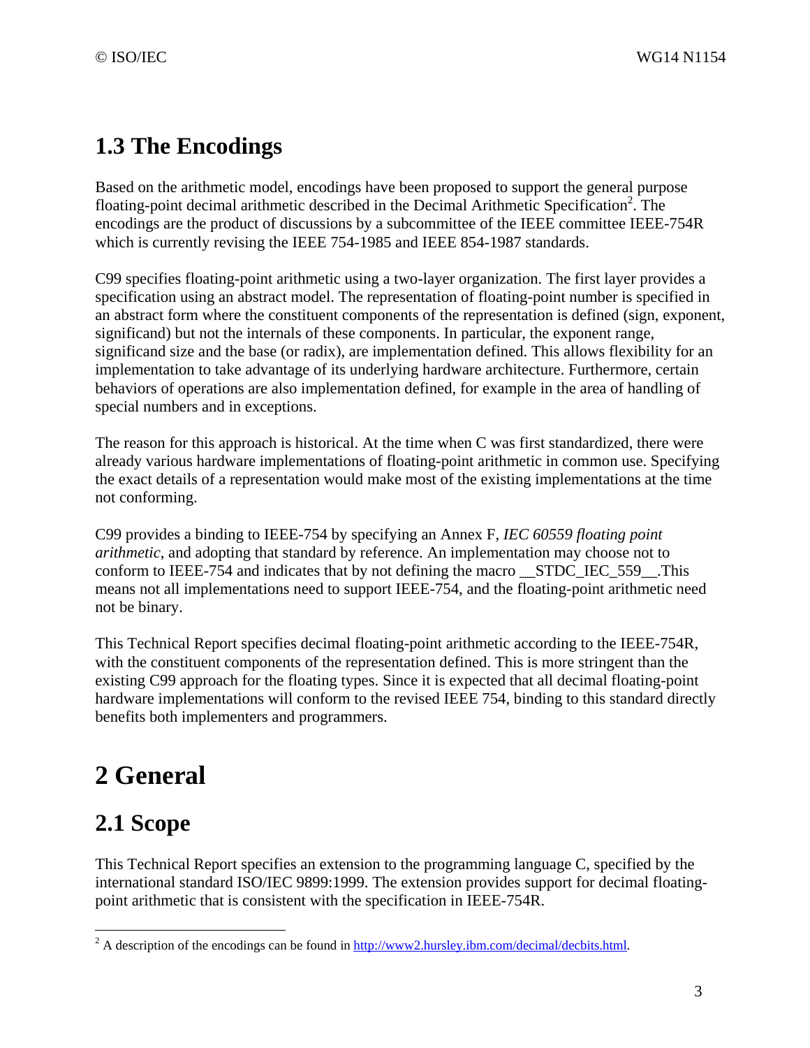## 1.3 The Encodings

Based on the arithmetic model, encodings have been proposed to support the general purpose floating-point decimal arithmetic described in the Decimal Arithmetic Specification[2]. The encodings are the product of discussions by a subcommittee of the IEEE committee IEEE-754R which is currently revising the IEEE 754-1985 and IEEE 854-1987 standards.

C99 specifies floating-point arithmetic using a two-layer organization. The first layer provides a specification using an abstract model. The representation of floating-point number is specified in an abstract form where the constituent components of the representation is defined (sign, exponent, significand) but not the internals of these components. In particular, the exponent range, significand size and the base (or radix), are implementation defined. This allows flexibility for an implementation to take advantage of its underlying hardware architecture. Furthermore, certain behaviors of operations are also implementation defined, for example in the area of handling of special numbers and in exceptions.

The reason for this approach is historical. At the time when C was first standardized, there were already various hardware implementations of floating-point arithmetic in common use. Specifying the exact details of a representation would make most of the existing implementations at the time not conforming.

C99 provides a binding to IEEE-754 by specifying an Annex F, *IEC 60559 floating point arithmetic*, and adopting that standard by reference. An implementation may choose not to conform to IEEE-754 and indicates that by not defining the macro __STDC_IEC_559__.This means not all implementations need to support IEEE-754, and the floating-point arithmetic need not be binary.

This Technical Report specifies decimal floating-point arithmetic according to the IEEE-754R, with the constituent components of the representation defined. This is more stringent than the existing C99 approach for the floating types. Since it is expected that all decimal floating-point hardware implementations will conform to the revised IEEE 754, binding to this standard directly benefits both implementers and programmers.

# 2 General

## 2.1 Scope

This Technical Report specifies an extension to the programming language C, specified by the international standard ISO/IEC 9899:1999. The extension provides support for decimal floating-point arithmetic that is consistent with the specification in IEEE-754R.

---

[2] A description of the encodings can be found in http://www2.hursley.ibm.com/decimal/decbits.html.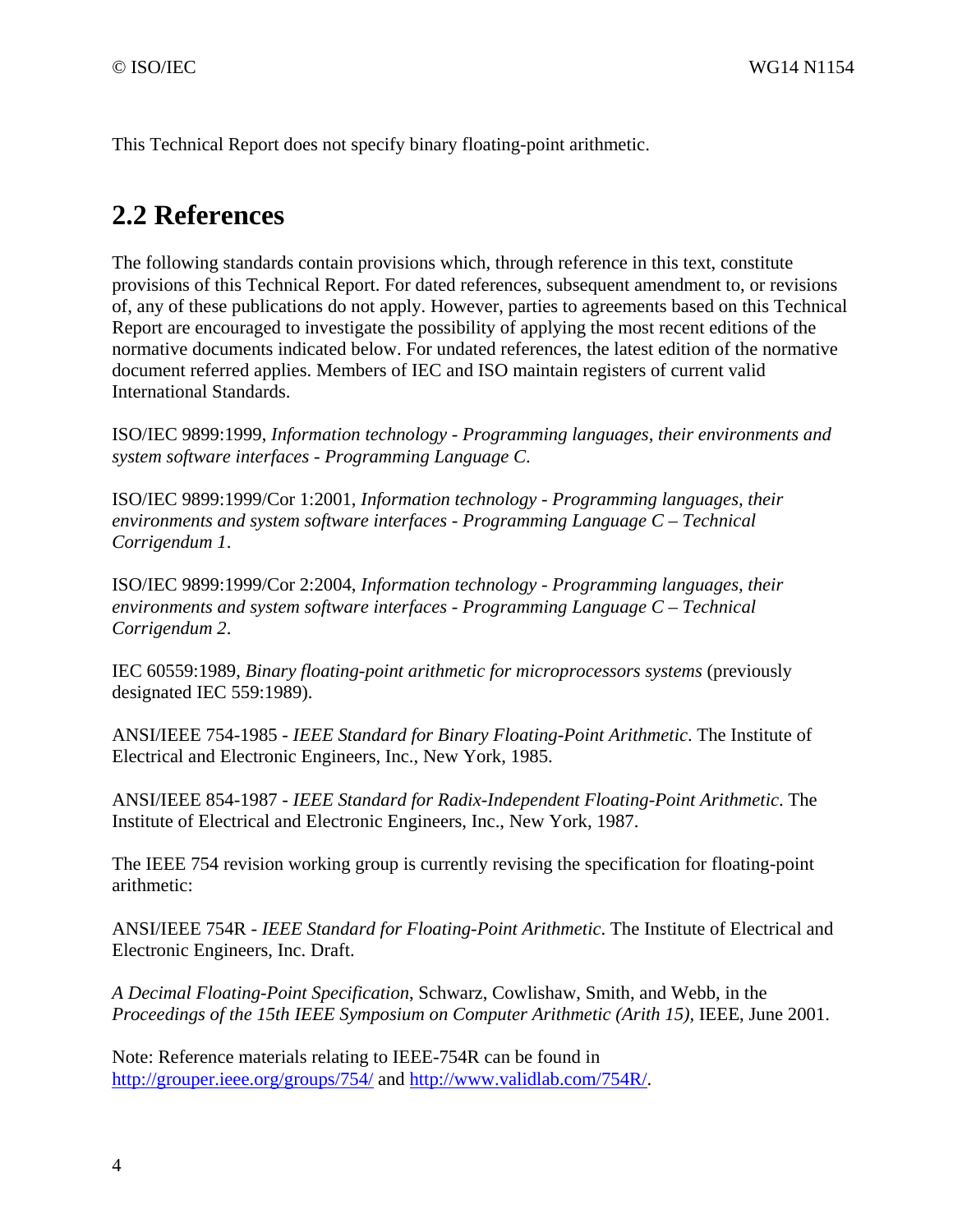This Technical Report does not specify binary floating-point arithmetic.

## 2.2 References

The following standards contain provisions which, through reference in this text, constitute provisions of this Technical Report. For dated references, subsequent amendment to, or revisions of, any of these publications do not apply. However, parties to agreements based on this Technical Report are encouraged to investigate the possibility of applying the most recent editions of the normative documents indicated below. For undated references, the latest edition of the normative document referred applies. Members of IEC and ISO maintain registers of current valid International Standards.

ISO/IEC 9899:1999, *Information technology - Programming languages, their environments and system software interfaces - Programming Language C*.

ISO/IEC 9899:1999/Cor 1:2001, *Information technology - Programming languages, their environments and system software interfaces - Programming Language C – Technical Corrigendum 1*.

ISO/IEC 9899:1999/Cor 2:2004, *Information technology - Programming languages, their environments and system software interfaces - Programming Language C – Technical Corrigendum 2*.

IEC 60559:1989, *Binary floating-point arithmetic for microprocessors systems* (previously designated IEC 559:1989).

ANSI/IEEE 754-1985 - *IEEE Standard for Binary Floating-Point Arithmetic*. The Institute of Electrical and Electronic Engineers, Inc., New York, 1985.

ANSI/IEEE 854-1987 - *IEEE Standard for Radix-Independent Floating-Point Arithmetic*. The Institute of Electrical and Electronic Engineers, Inc., New York, 1987.

The IEEE 754 revision working group is currently revising the specification for floating-point arithmetic:

ANSI/IEEE 754R - *IEEE Standard for Floating-Point Arithmetic*. The Institute of Electrical and Electronic Engineers, Inc. Draft.

*A Decimal Floating-Point Specification*, Schwarz, Cowlishaw, Smith, and Webb, in the *Proceedings of the 15th IEEE Symposium on Computer Arithmetic (Arith 15)*, IEEE, June 2001.

Note: Reference materials relating to IEEE-754R can be found in http://grouper.ieee.org/groups/754/ and http://www.validlab.com/754R/.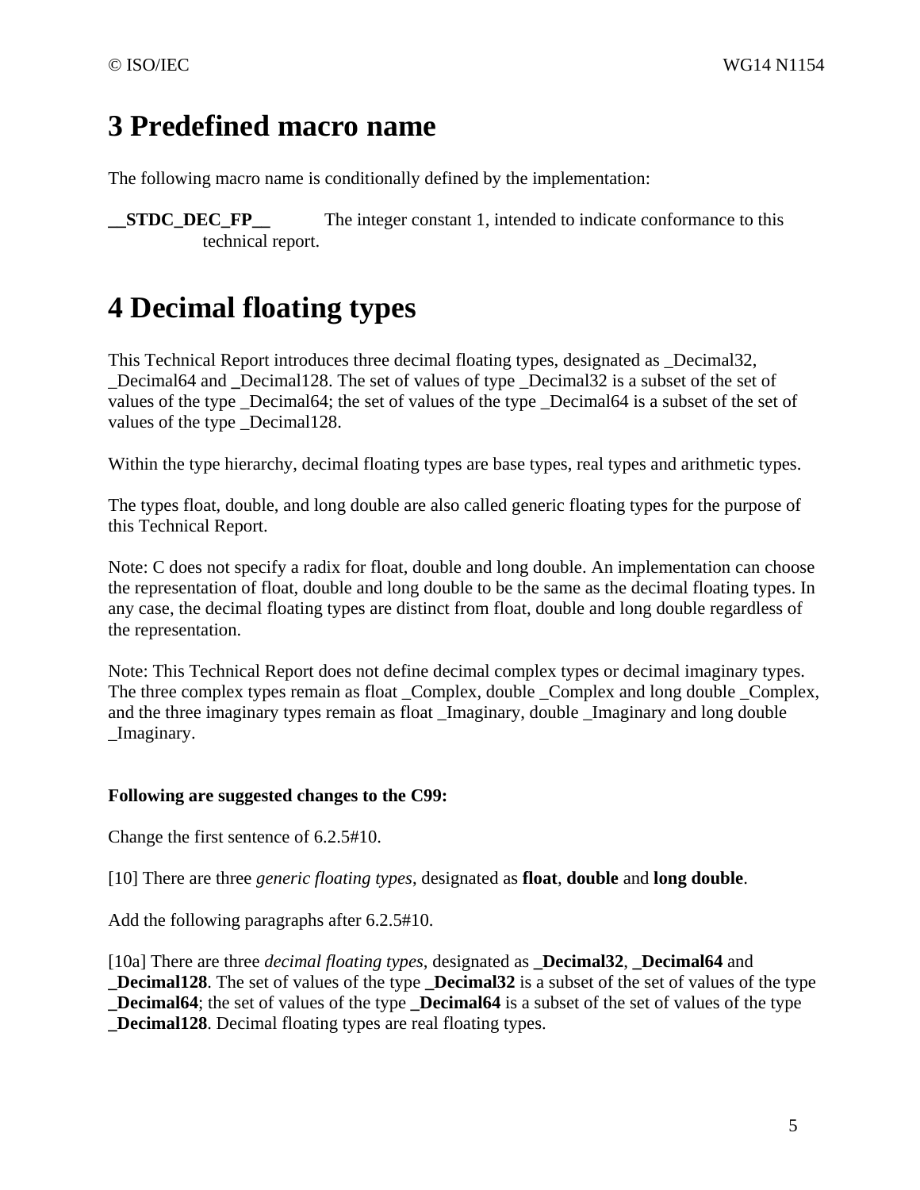# 3 Predefined macro name

The following macro name is conditionally defined by the implementation:

**__STDC_DEC_FP__** The integer constant 1, intended to indicate conformance to this technical report.

# 4 Decimal floating types

This Technical Report introduces three decimal floating types, designated as _Decimal32, _Decimal64 and _Decimal128. The set of values of type _Decimal32 is a subset of the set of values of the type _Decimal64; the set of values of the type _Decimal64 is a subset of the set of values of the type _Decimal128.

Within the type hierarchy, decimal floating types are base types, real types and arithmetic types.

The types float, double, and long double are also called generic floating types for the purpose of this Technical Report.

Note: C does not specify a radix for float, double and long double. An implementation can choose the representation of float, double and long double to be the same as the decimal floating types. In any case, the decimal floating types are distinct from float, double and long double regardless of the representation.

Note: This Technical Report does not define decimal complex types or decimal imaginary types. The three complex types remain as float _Complex, double _Complex and long double _Complex, and the three imaginary types remain as float _Imaginary, double _Imaginary and long double _Imaginary.

**Following are suggested changes to the C99:**

Change the first sentence of 6.2.5#10.

[10] There are three *generic floating types*, designated as **float**, **double** and **long double**.

Add the following paragraphs after 6.2.5#10.

[10a] There are three *decimal floating types*, designated as **_Decimal32**, **_Decimal64** and **_Decimal128**. The set of values of the type **_Decimal32** is a subset of the set of values of the type **_Decimal64**; the set of values of the type **_Decimal64** is a subset of the set of values of the type **_Decimal128**. Decimal floating types are real floating types.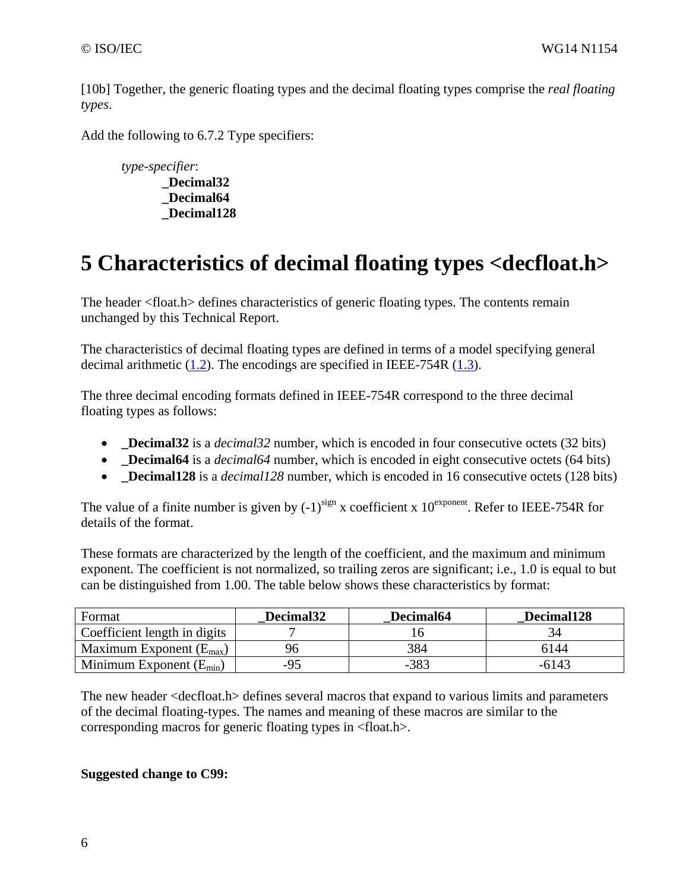[10b] Together, the generic floating types and the decimal floating types comprise the *real floating types*.

Add the following to 6.7.2 Type specifiers:

> *type-specifier*:
> **_Decimal32**
> **_Decimal64**
> **_Decimal128**

# 5 Characteristics of decimal floating types <decfloat.h>

The header <float.h> defines characteristics of generic floating types. The contents remain unchanged by this Technical Report.

The characteristics of decimal floating types are defined in terms of a model specifying general decimal arithmetic (1.2). The encodings are specified in IEEE-754R (1.3).

The three decimal encoding formats defined in IEEE-754R correspond to the three decimal floating types as follows:

- **_Decimal32** is a *decimal32* number, which is encoded in four consecutive octets (32 bits)
- **_Decimal64** is a *decimal64* number, which is encoded in eight consecutive octets (64 bits)
- **_Decimal128** is a *decimal128* number, which is encoded in 16 consecutive octets (128 bits)

The value of a finite number is given by $(-1)^{sign}$ x coefficient x $10^{exponent}$. Refer to IEEE-754R for details of the format.

These formats are characterized by the length of the coefficient, and the maximum and minimum exponent. The coefficient is not normalized, so trailing zeros are significant; i.e., 1.0 is equal to but can be distinguished from 1.00. The table below shows these characteristics by format:

| Format | **_Decimal32** | **_Decimal64** | **_Decimal128** |
|---|---|---|---|
| Coefficient length in digits | 7 | 16 | 34 |
| Maximum Exponent ($E_{max}$) | 96 | 384 | 6144 |
| Minimum Exponent ($E_{min}$) | -95 | -383 | -6143 |

The new header <decfloat.h> defines several macros that expand to various limits and parameters of the decimal floating-types. The names and meaning of these macros are similar to the corresponding macros for generic floating types in <float.h>.

**Suggested change to C99:**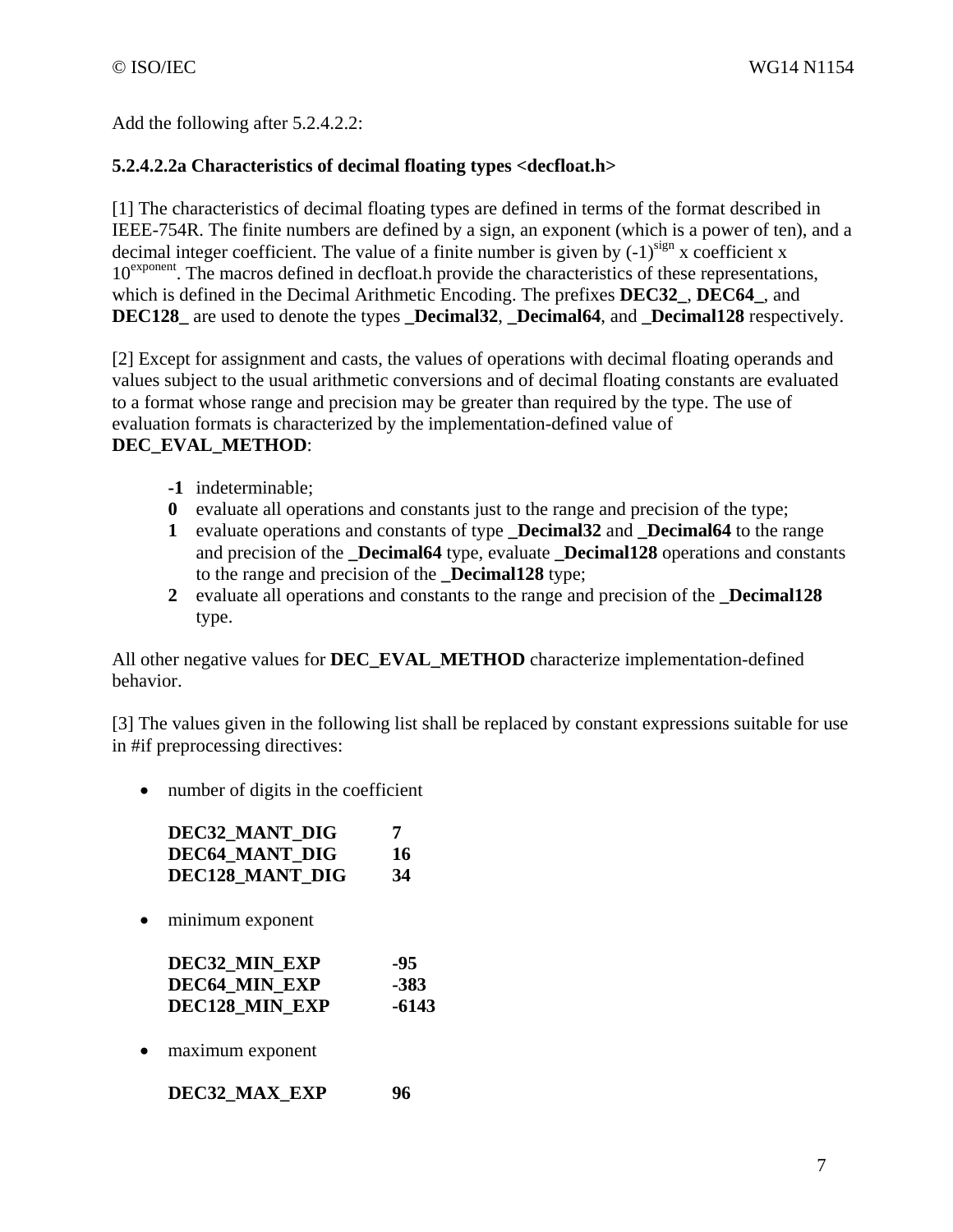Add the following after 5.2.4.2.2:

**5.2.4.2.2a Characteristics of decimal floating types <decfloat.h>**

[1] The characteristics of decimal floating types are defined in terms of the format described in IEEE-754R. The finite numbers are defined by a sign, an exponent (which is a power of ten), and a decimal integer coefficient. The value of a finite number is given by $(-1)^{sign}$ x coefficient x $10^{exponent}$. The macros defined in decfloat.h provide the characteristics of these representations, which is defined in the Decimal Arithmetic Encoding. The prefixes **DEC32_**, **DEC64_**, and **DEC128_** are used to denote the types **_Decimal32**, **_Decimal64**, and **_Decimal128** respectively.

[2] Except for assignment and casts, the values of operations with decimal floating operands and values subject to the usual arithmetic conversions and of decimal floating constants are evaluated to a format whose range and precision may be greater than required by the type. The use of evaluation formats is characterized by the implementation-defined value of **DEC_EVAL_METHOD**:

- **-1** indeterminable;
- **0** evaluate all operations and constants just to the range and precision of the type;
- **1** evaluate operations and constants of type **_Decimal32** and **_Decimal64** to the range and precision of the **_Decimal64** type, evaluate **_Decimal128** operations and constants to the range and precision of the **_Decimal128** type;
- **2** evaluate all operations and constants to the range and precision of the **_Decimal128** type.

All other negative values for **DEC_EVAL_METHOD** characterize implementation-defined behavior.

[3] The values given in the following list shall be replaced by constant expressions suitable for use in #if preprocessing directives:

- number of digits in the coefficient

  **DEC32_MANT_DIG 7**
  **DEC64_MANT_DIG 16**
  **DEC128_MANT_DIG 34**

- minimum exponent

  **DEC32_MIN_EXP -95**
  **DEC64_MIN_EXP -383**
  **DEC128_MIN_EXP -6143**

- maximum exponent

  **DEC32_MAX_EXP 96**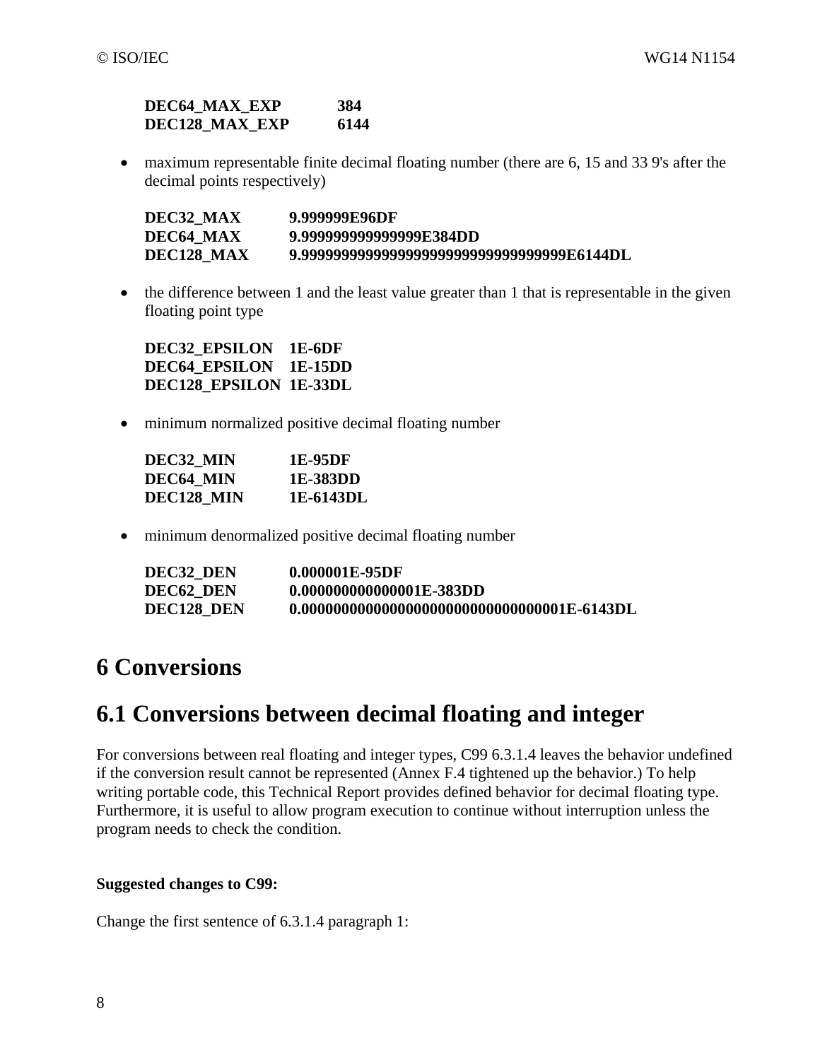**DEC64_MAX_EXP 384**
**DEC128_MAX_EXP 6144**

- maximum representable finite decimal floating number (there are 6, 15 and 33 9's after the decimal points respectively)

**DEC32_MAX 9.999999E96DF**
**DEC64_MAX 9.999999999999999E384DD**
**DEC128_MAX 9.999999999999999999999999999999999E6144DL**

- the difference between 1 and the least value greater than 1 that is representable in the given floating point type

**DEC32_EPSILON 1E-6DF**
**DEC64_EPSILON 1E-15DD**
**DEC128_EPSILON 1E-33DL**

- minimum normalized positive decimal floating number

**DEC32_MIN 1E-95DF**
**DEC64_MIN 1E-383DD**
**DEC128_MIN 1E-6143DL**

- minimum denormalized positive decimal floating number

**DEC32_DEN 0.000001E-95DF**
**DEC62_DEN 0.000000000000001E-383DD**
**DEC128_DEN 0.000000000000000000000000000000001E-6143DL**

# 6 Conversions

## 6.1 Conversions between decimal floating and integer

For conversions between real floating and integer types, C99 6.3.1.4 leaves the behavior undefined if the conversion result cannot be represented (Annex F.4 tightened up the behavior.) To help writing portable code, this Technical Report provides defined behavior for decimal floating type. Furthermore, it is useful to allow program execution to continue without interruption unless the program needs to check the condition.

**Suggested changes to C99:**

Change the first sentence of 6.3.1.4 paragraph 1: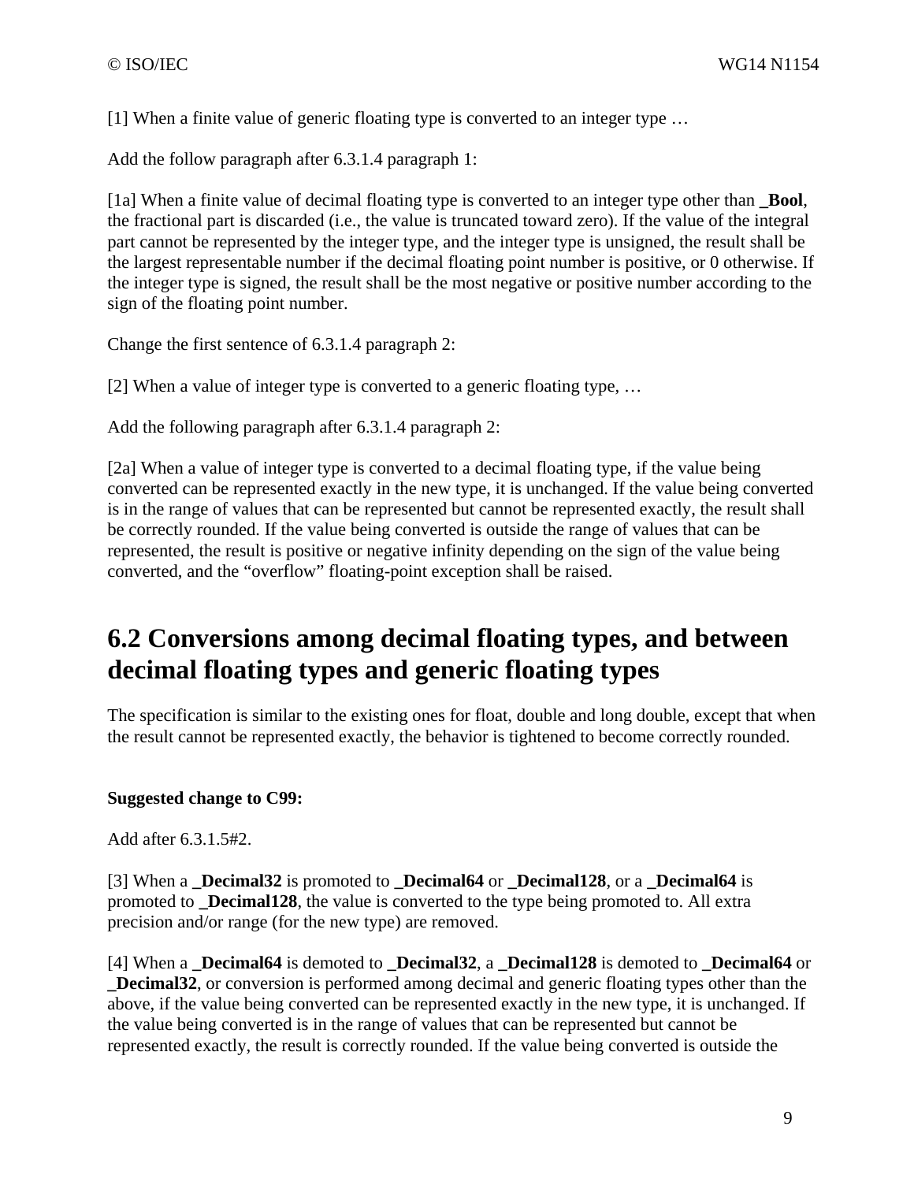[1] When a finite value of generic floating type is converted to an integer type …

Add the follow paragraph after 6.3.1.4 paragraph 1:

[1a] When a finite value of decimal floating type is converted to an integer type other than **_Bool**, the fractional part is discarded (i.e., the value is truncated toward zero). If the value of the integral part cannot be represented by the integer type, and the integer type is unsigned, the result shall be the largest representable number if the decimal floating point number is positive, or 0 otherwise. If the integer type is signed, the result shall be the most negative or positive number according to the sign of the floating point number.

Change the first sentence of 6.3.1.4 paragraph 2:

[2] When a value of integer type is converted to a generic floating type, …

Add the following paragraph after 6.3.1.4 paragraph 2:

[2a] When a value of integer type is converted to a decimal floating type, if the value being converted can be represented exactly in the new type, it is unchanged. If the value being converted is in the range of values that can be represented but cannot be represented exactly, the result shall be correctly rounded. If the value being converted is outside the range of values that can be represented, the result is positive or negative infinity depending on the sign of the value being converted, and the "overflow" floating-point exception shall be raised.

# 6.2 Conversions among decimal floating types, and between decimal floating types and generic floating types

The specification is similar to the existing ones for float, double and long double, except that when the result cannot be represented exactly, the behavior is tightened to become correctly rounded.

**Suggested change to C99:**

Add after 6.3.1.5#2.

[3] When a **_Decimal32** is promoted to **_Decimal64** or **_Decimal128**, or a **_Decimal64** is promoted to **_Decimal128**, the value is converted to the type being promoted to. All extra precision and/or range (for the new type) are removed.

[4] When a **_Decimal64** is demoted to **_Decimal32**, a **_Decimal128** is demoted to **_Decimal64** or **_Decimal32**, or conversion is performed among decimal and generic floating types other than the above, if the value being converted can be represented exactly in the new type, it is unchanged. If the value being converted is in the range of values that can be represented but cannot be represented exactly, the result is correctly rounded. If the value being converted is outside the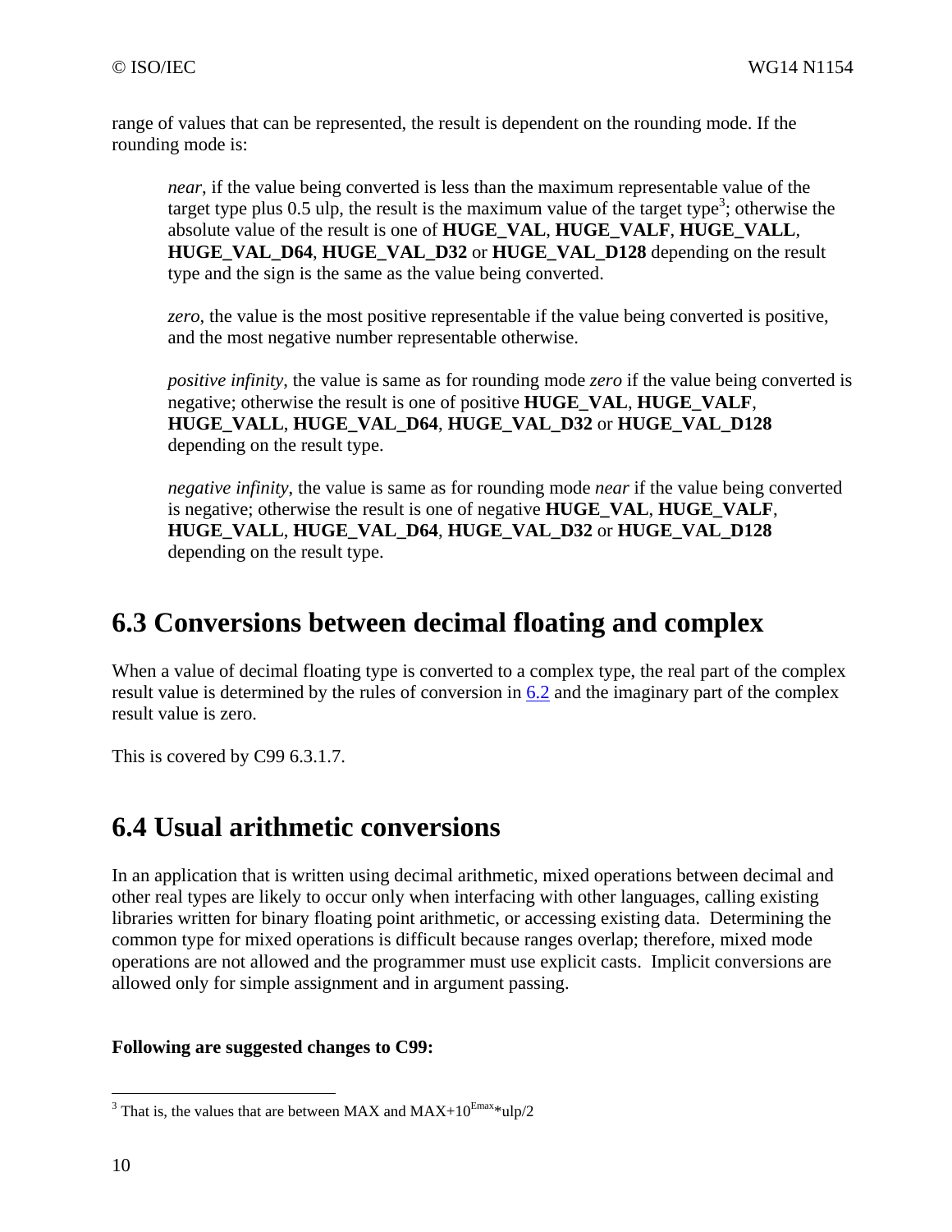range of values that can be represented, the result is dependent on the rounding mode. If the rounding mode is:

> *near*, if the value being converted is less than the maximum representable value of the target type plus 0.5 ulp, the result is the maximum value of the target type[3]; otherwise the absolute value of the result is one of **HUGE_VAL**, **HUGE_VALF**, **HUGE_VALL**, **HUGE_VAL_D64**, **HUGE_VAL_D32** or **HUGE_VAL_D128** depending on the result type and the sign is the same as the value being converted.
>
> *zero*, the value is the most positive representable if the value being converted is positive, and the most negative number representable otherwise.
>
> *positive infinity*, the value is same as for rounding mode *zero* if the value being converted is negative; otherwise the result is one of positive **HUGE_VAL**, **HUGE_VALF**, **HUGE_VALL**, **HUGE_VAL_D64**, **HUGE_VAL_D32** or **HUGE_VAL_D128** depending on the result type.
>
> *negative infinity*, the value is same as for rounding mode *near* if the value being converted is negative; otherwise the result is one of negative **HUGE_VAL**, **HUGE_VALF**, **HUGE_VALL**, **HUGE_VAL_D64**, **HUGE_VAL_D32** or **HUGE_VAL_D128** depending on the result type.

## 6.3 Conversions between decimal floating and complex

When a value of decimal floating type is converted to a complex type, the real part of the complex result value is determined by the rules of conversion in 6.2 and the imaginary part of the complex result value is zero.

This is covered by C99 6.3.1.7.

## 6.4 Usual arithmetic conversions

In an application that is written using decimal arithmetic, mixed operations between decimal and other real types are likely to occur only when interfacing with other languages, calling existing libraries written for binary floating point arithmetic, or accessing existing data. Determining the common type for mixed operations is difficult because ranges overlap; therefore, mixed mode operations are not allowed and the programmer must use explicit casts. Implicit conversions are allowed only for simple assignment and in argument passing.

**Following are suggested changes to C99:**

---

[3] That is, the values that are between MAX and MAX+$10^{Emax}$*ulp/2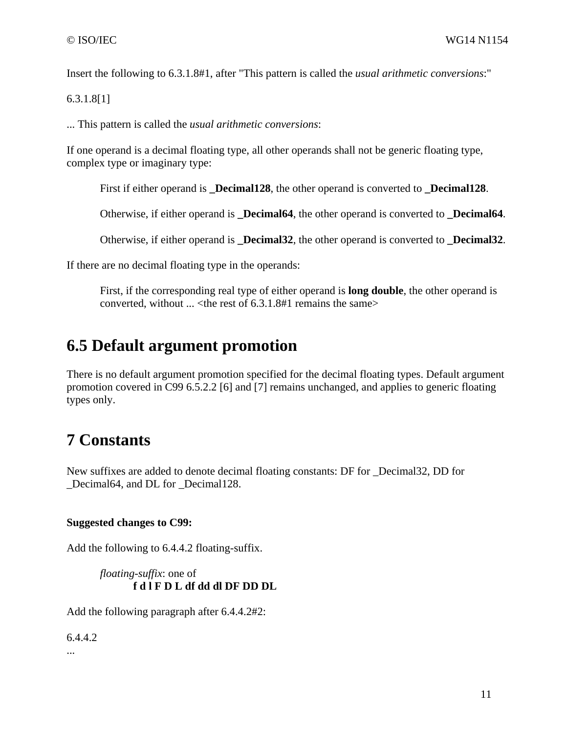Insert the following to 6.3.1.8#1, after "This pattern is called the *usual arithmetic conversions*:"

6.3.1.8[1]

... This pattern is called the *usual arithmetic conversions*:

If one operand is a decimal floating type, all other operands shall not be generic floating type, complex type or imaginary type:

> First if either operand is **_Decimal128**, the other operand is converted to **_Decimal128**.
>
> Otherwise, if either operand is **_Decimal64**, the other operand is converted to **_Decimal64**.
>
> Otherwise, if either operand is **_Decimal32**, the other operand is converted to **_Decimal32**.

If there are no decimal floating type in the operands:

> First, if the corresponding real type of either operand is **long double**, the other operand is converted, without ... <the rest of 6.3.1.8#1 remains the same>

# 6.5 Default argument promotion

There is no default argument promotion specified for the decimal floating types. Default argument promotion covered in C99 6.5.2.2 [6] and [7] remains unchanged, and applies to generic floating types only.

# 7 Constants

New suffixes are added to denote decimal floating constants: DF for _Decimal32, DD for _Decimal64, and DL for _Decimal128.

**Suggested changes to C99:**

Add the following to 6.4.4.2 floating-suffix.

> *floating-suffix*: one of
> **f d l F D L df dd dl DF DD DL**

Add the following paragraph after 6.4.4.2#2:

6.4.4.2
...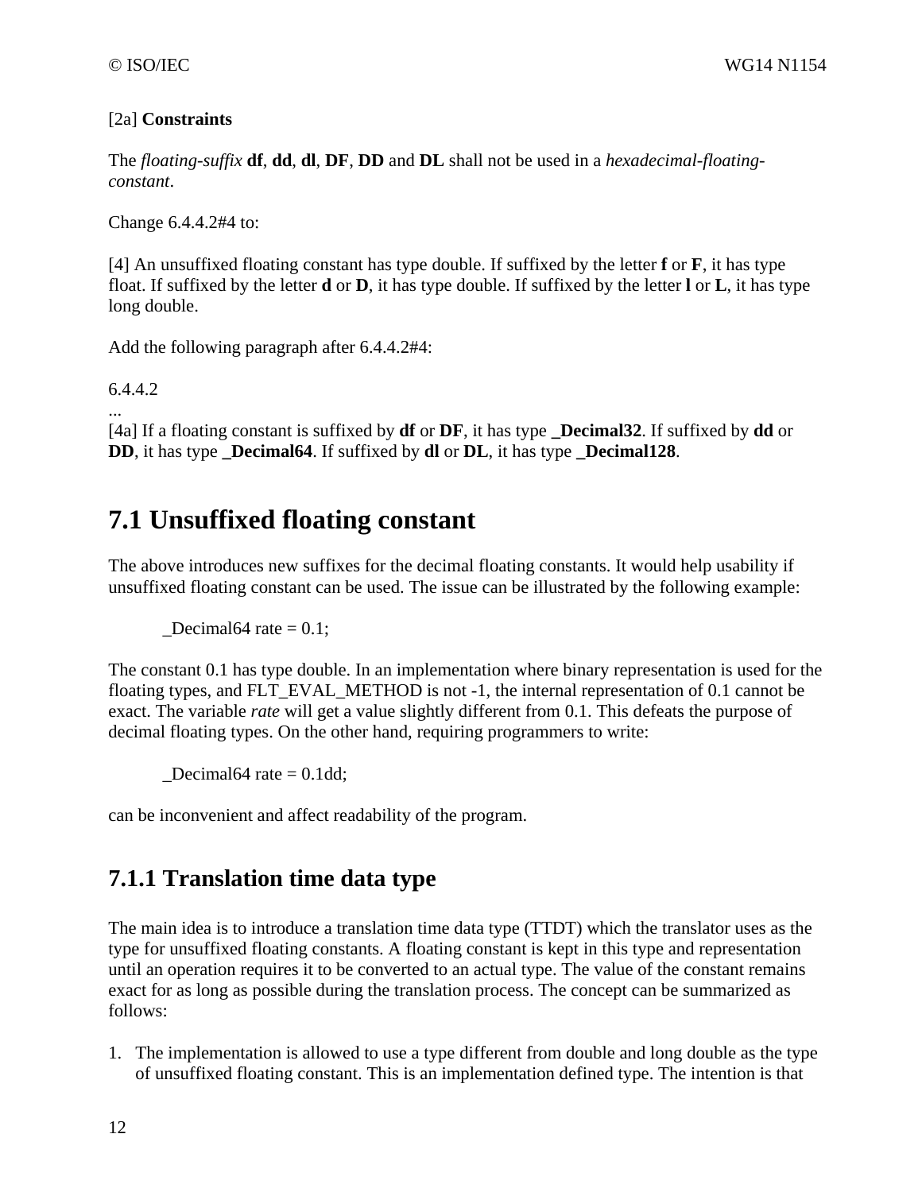[2a] **Constraints**

The *floating-suffix* **df**, **dd**, **dl**, **DF**, **DD** and **DL** shall not be used in a *hexadecimal-floating-constant*.

Change 6.4.4.2#4 to:

[4] An unsuffixed floating constant has type double. If suffixed by the letter **f** or **F**, it has type float. If suffixed by the letter **d** or **D**, it has type double. If suffixed by the letter **l** or **L**, it has type long double.

Add the following paragraph after 6.4.4.2#4:

6.4.4.2
...
[4a] If a floating constant is suffixed by **df** or **DF**, it has type **_Decimal32**. If suffixed by **dd** or **DD**, it has type **_Decimal64**. If suffixed by **dl** or **DL**, it has type **_Decimal128**.

## 7.1 Unsuffixed floating constant

The above introduces new suffixes for the decimal floating constants. It would help usability if unsuffixed floating constant can be used. The issue can be illustrated by the following example:

```
_Decimal64 rate = 0.1;
```

The constant 0.1 has type double. In an implementation where binary representation is used for the floating types, and FLT_EVAL_METHOD is not -1, the internal representation of 0.1 cannot be exact. The variable *rate* will get a value slightly different from 0.1. This defeats the purpose of decimal floating types. On the other hand, requiring programmers to write:

```
_Decimal64 rate = 0.1dd;
```

can be inconvenient and affect readability of the program.

### 7.1.1 Translation time data type

The main idea is to introduce a translation time data type (TTDT) which the translator uses as the type for unsuffixed floating constants. A floating constant is kept in this type and representation until an operation requires it to be converted to an actual type. The value of the constant remains exact for as long as possible during the translation process. The concept can be summarized as follows:

1. The implementation is allowed to use a type different from double and long double as the type of unsuffixed floating constant. This is an implementation defined type. The intention is that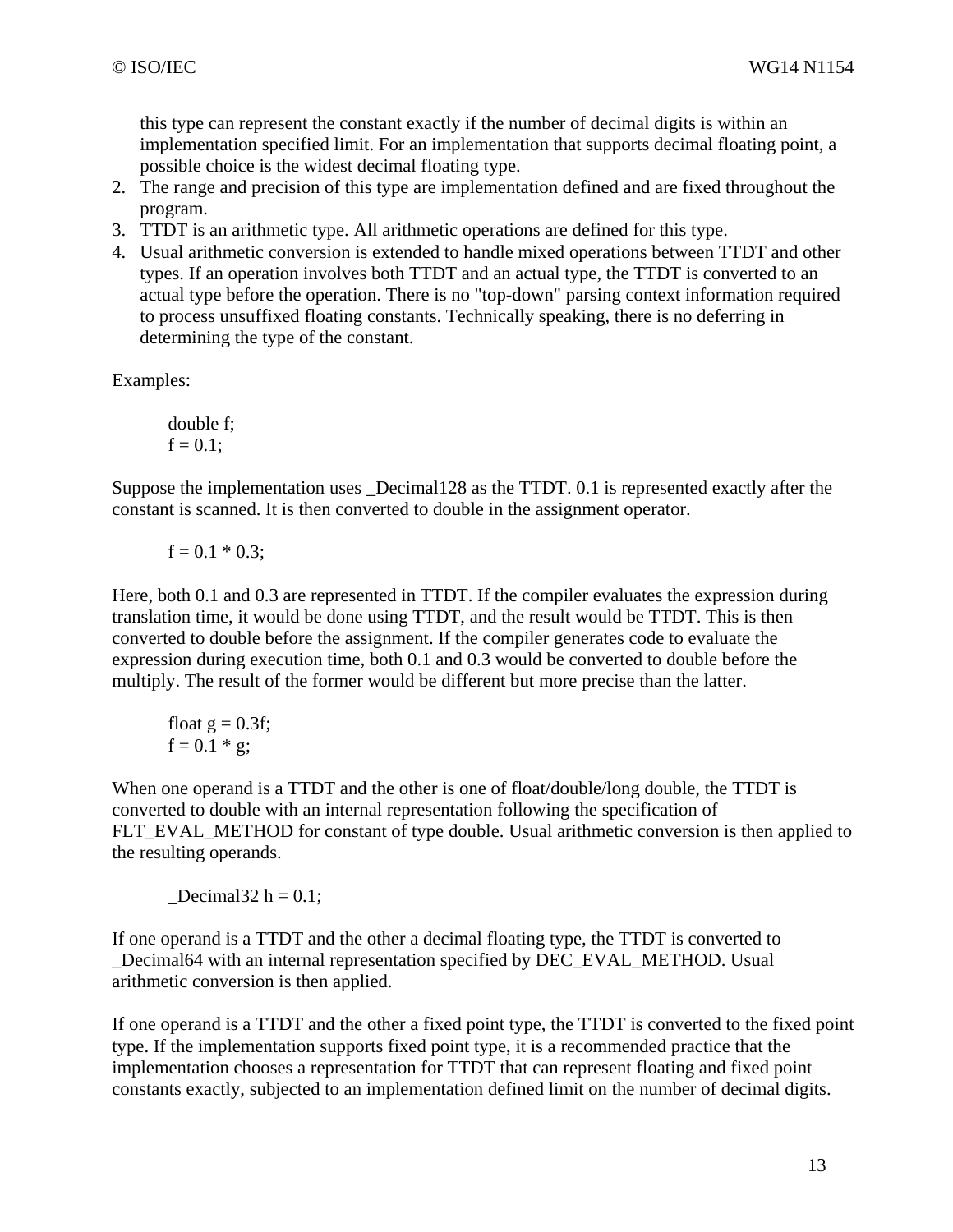this type can represent the constant exactly if the number of decimal digits is within an implementation specified limit. For an implementation that supports decimal floating point, a possible choice is the widest decimal floating type.

2. The range and precision of this type are implementation defined and are fixed throughout the program.
3. TTDT is an arithmetic type. All arithmetic operations are defined for this type.
4. Usual arithmetic conversion is extended to handle mixed operations between TTDT and other types. If an operation involves both TTDT and an actual type, the TTDT is converted to an actual type before the operation. There is no "top-down" parsing context information required to process unsuffixed floating constants. Technically speaking, there is no deferring in determining the type of the constant.

Examples:

```
double f;
f = 0.1;
```

Suppose the implementation uses _Decimal128 as the TTDT. 0.1 is represented exactly after the constant is scanned. It is then converted to double in the assignment operator.

```
f = 0.1 * 0.3;
```

Here, both 0.1 and 0.3 are represented in TTDT. If the compiler evaluates the expression during translation time, it would be done using TTDT, and the result would be TTDT. This is then converted to double before the assignment. If the compiler generates code to evaluate the expression during execution time, both 0.1 and 0.3 would be converted to double before the multiply. The result of the former would be different but more precise than the latter.

```
float g = 0.3f;
f = 0.1 * g;
```

When one operand is a TTDT and the other is one of float/double/long double, the TTDT is converted to double with an internal representation following the specification of FLT_EVAL_METHOD for constant of type double. Usual arithmetic conversion is then applied to the resulting operands.

```
_Decimal32 h = 0.1;
```

If one operand is a TTDT and the other a decimal floating type, the TTDT is converted to _Decimal64 with an internal representation specified by DEC_EVAL_METHOD. Usual arithmetic conversion is then applied.

If one operand is a TTDT and the other a fixed point type, the TTDT is converted to the fixed point type. If the implementation supports fixed point type, it is a recommended practice that the implementation chooses a representation for TTDT that can represent floating and fixed point constants exactly, subjected to an implementation defined limit on the number of decimal digits.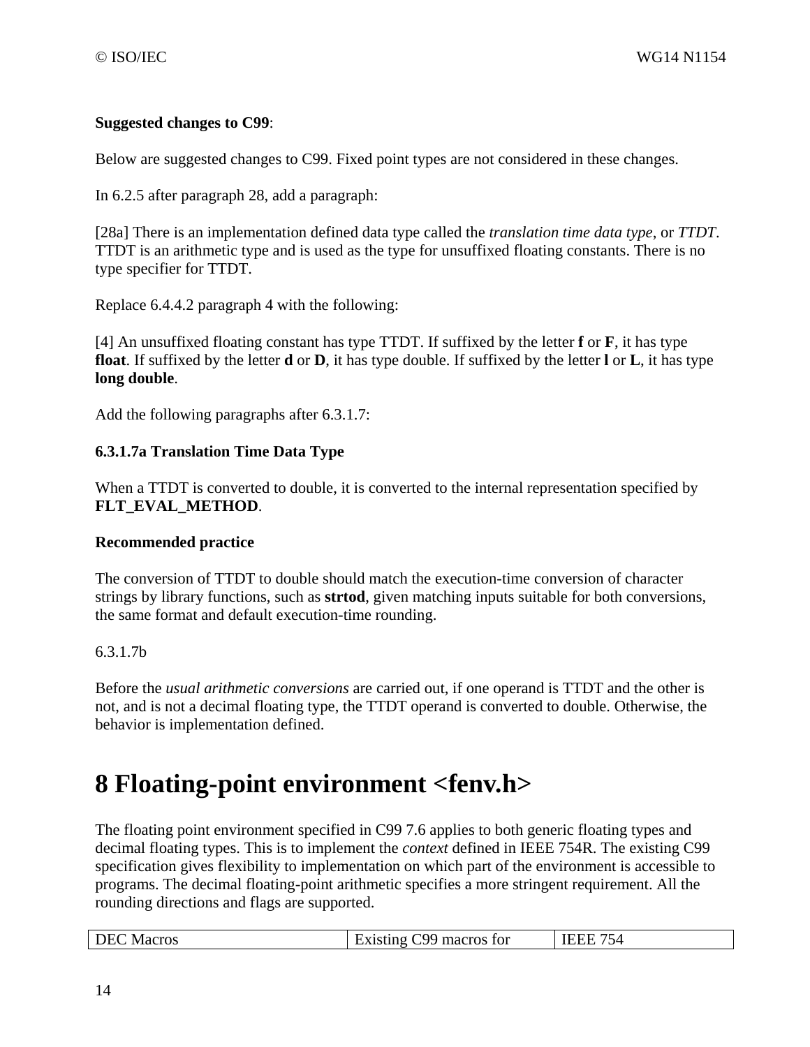**Suggested changes to C99**:

Below are suggested changes to C99. Fixed point types are not considered in these changes.

In 6.2.5 after paragraph 28, add a paragraph:

[28a] There is an implementation defined data type called the *translation time data type*, or *TTDT*. TTDT is an arithmetic type and is used as the type for unsuffixed floating constants. There is no type specifier for TTDT.

Replace 6.4.4.2 paragraph 4 with the following:

[4] An unsuffixed floating constant has type TTDT. If suffixed by the letter **f** or **F**, it has type **float**. If suffixed by the letter **d** or **D**, it has type double. If suffixed by the letter **l** or **L**, it has type **long double**.

Add the following paragraphs after 6.3.1.7:

**6.3.1.7a Translation Time Data Type**

When a TTDT is converted to double, it is converted to the internal representation specified by **FLT_EVAL_METHOD**.

**Recommended practice**

The conversion of TTDT to double should match the execution-time conversion of character strings by library functions, such as **strtod**, given matching inputs suitable for both conversions, the same format and default execution-time rounding.

6.3.1.7b

Before the *usual arithmetic conversions* are carried out, if one operand is TTDT and the other is not, and is not a decimal floating type, the TTDT operand is converted to double. Otherwise, the behavior is implementation defined.

# 8 Floating-point environment <fenv.h>

The floating point environment specified in C99 7.6 applies to both generic floating types and decimal floating types. This is to implement the *context* defined in IEEE 754R. The existing C99 specification gives flexibility to implementation on which part of the environment is accessible to programs. The decimal floating-point arithmetic specifies a more stringent requirement. All the rounding directions and flags are supported.

| DEC Macros | Existing C99 macros for | IEEE 754 |
| --- | --- | --- |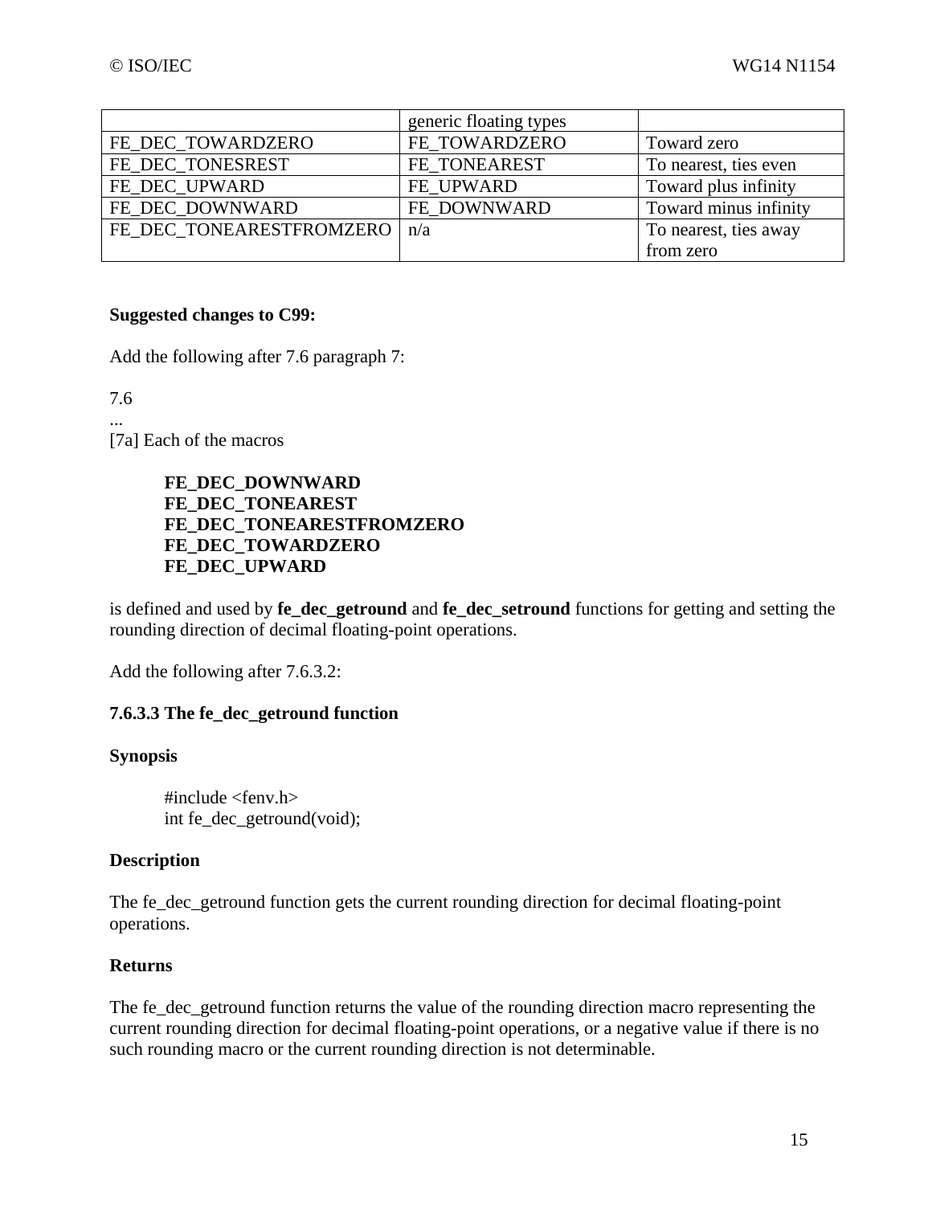| | generic floating types | |
|---|---|---|
| FE_DEC_TOWARDZERO | FE_TOWARDZERO | Toward zero |
| FE_DEC_TONESREST | FE_TONEAREST | To nearest, ties even |
| FE_DEC_UPWARD | FE_UPWARD | Toward plus infinity |
| FE_DEC_DOWNWARD | FE_DOWNWARD | Toward minus infinity |
| FE_DEC_TONEARESTFROMZERO | n/a | To nearest, ties away from zero |

**Suggested changes to C99:**

Add the following after 7.6 paragraph 7:

7.6
...
[7a] Each of the macros

> **FE_DEC_DOWNWARD**
> **FE_DEC_TONEAREST**
> **FE_DEC_TONEARESTFROMZERO**
> **FE_DEC_TOWARDZERO**
> **FE_DEC_UPWARD**

is defined and used by **fe_dec_getround** and **fe_dec_setround** functions for getting and setting the rounding direction of decimal floating-point operations.

Add the following after 7.6.3.2:

**7.6.3.3 The fe_dec_getround function**

**Synopsis**

```
#include <fenv.h>
int fe_dec_getround(void);
```

**Description**

The fe_dec_getround function gets the current rounding direction for decimal floating-point operations.

**Returns**

The fe_dec_getround function returns the value of the rounding direction macro representing the current rounding direction for decimal floating-point operations, or a negative value if there is no such rounding macro or the current rounding direction is not determinable.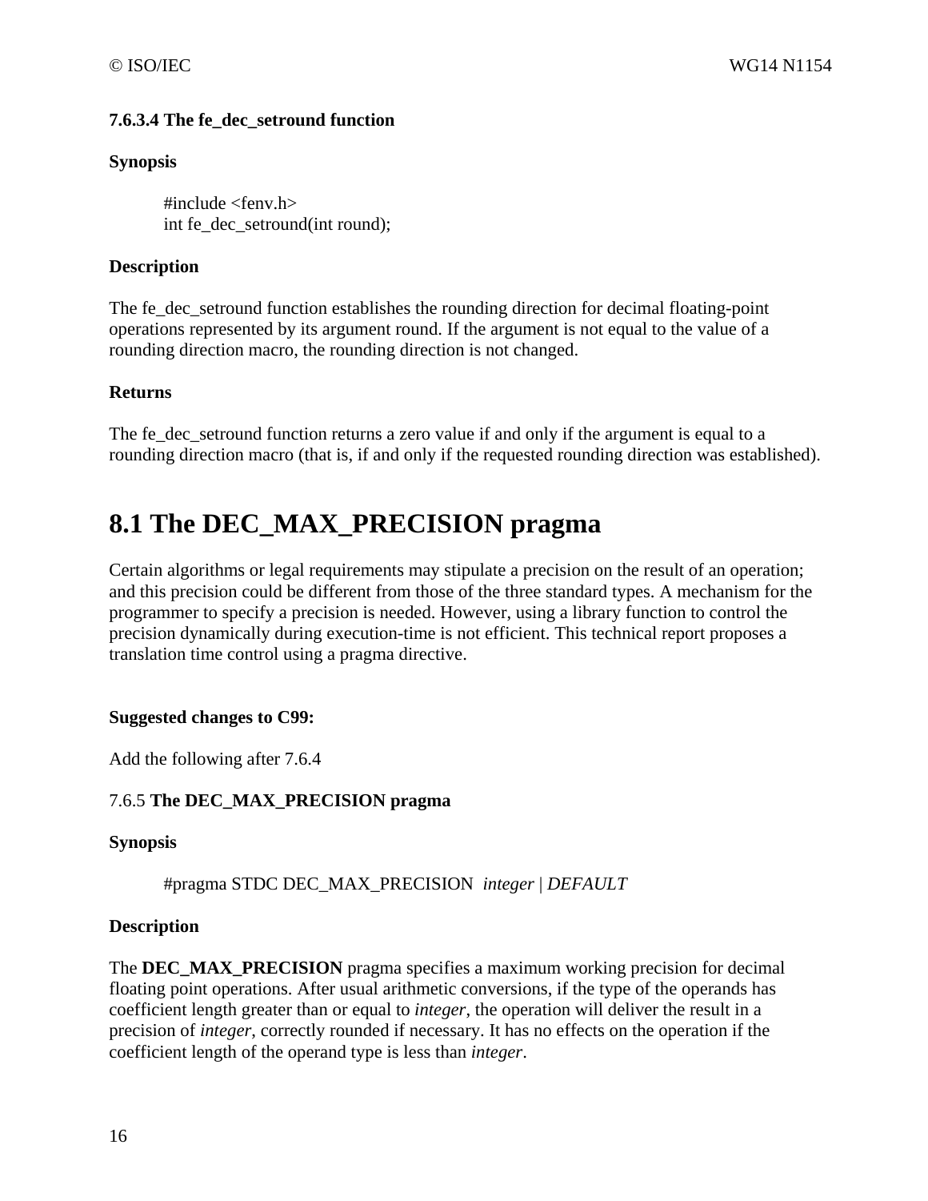**7.6.3.4 The fe_dec_setround function**

**Synopsis**

```
#include <fenv.h>
int fe_dec_setround(int round);
```

**Description**

The fe_dec_setround function establishes the rounding direction for decimal floating-point operations represented by its argument round. If the argument is not equal to the value of a rounding direction macro, the rounding direction is not changed.

**Returns**

The fe_dec_setround function returns a zero value if and only if the argument is equal to a rounding direction macro (that is, if and only if the requested rounding direction was established).

# 8.1 The DEC_MAX_PRECISION pragma

Certain algorithms or legal requirements may stipulate a precision on the result of an operation; and this precision could be different from those of the three standard types. A mechanism for the programmer to specify a precision is needed. However, using a library function to control the precision dynamically during execution-time is not efficient. This technical report proposes a translation time control using a pragma directive.

**Suggested changes to C99:**

Add the following after 7.6.4

7.6.5 **The DEC_MAX_PRECISION pragma**

**Synopsis**

#pragma STDC DEC_MAX_PRECISION *integer* | *DEFAULT*

**Description**

The **DEC_MAX_PRECISION** pragma specifies a maximum working precision for decimal floating point operations. After usual arithmetic conversions, if the type of the operands has coefficient length greater than or equal to *integer*, the operation will deliver the result in a precision of *integer*, correctly rounded if necessary. It has no effects on the operation if the coefficient length of the operand type is less than *integer*.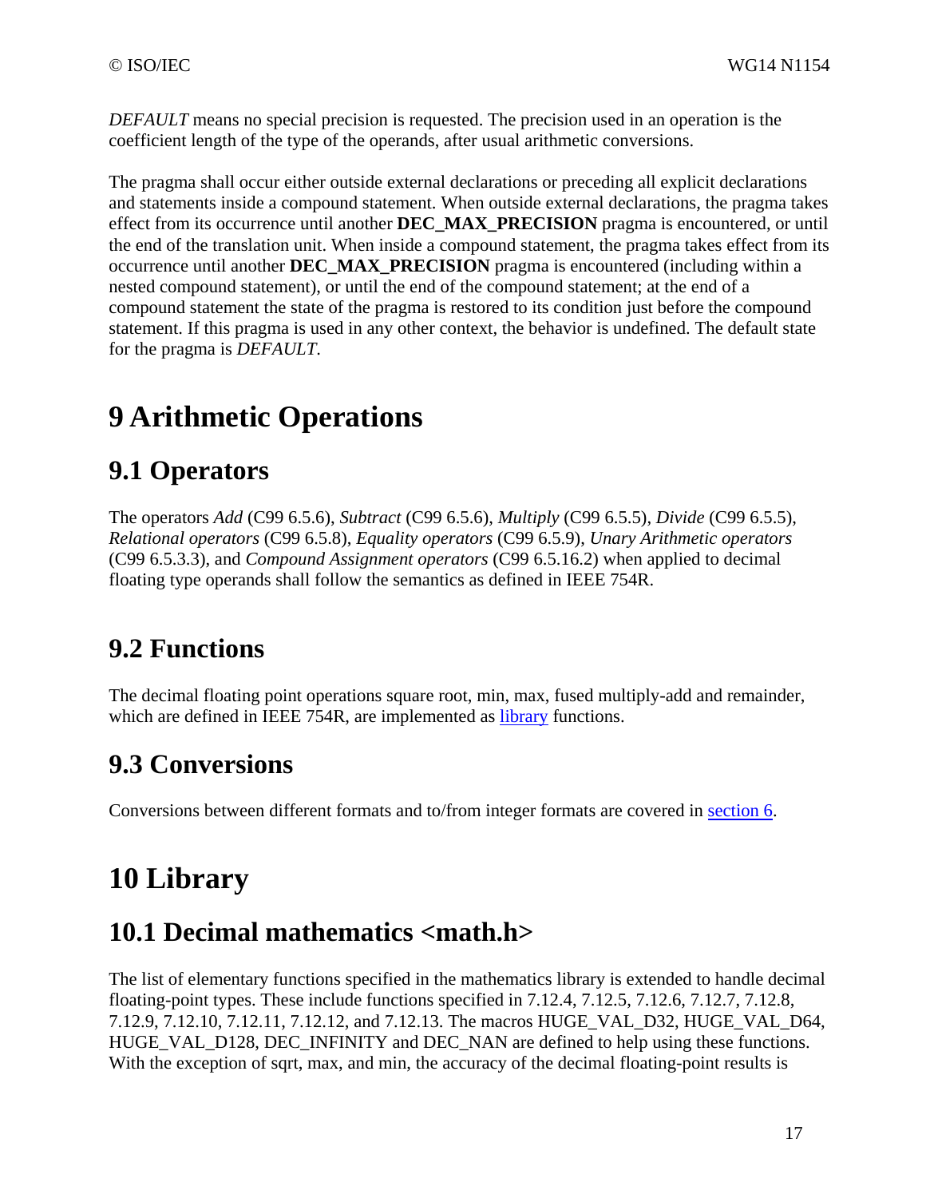*DEFAULT* means no special precision is requested. The precision used in an operation is the coefficient length of the type of the operands, after usual arithmetic conversions.

The pragma shall occur either outside external declarations or preceding all explicit declarations and statements inside a compound statement. When outside external declarations, the pragma takes effect from its occurrence until another **DEC_MAX_PRECISION** pragma is encountered, or until the end of the translation unit. When inside a compound statement, the pragma takes effect from its occurrence until another **DEC_MAX_PRECISION** pragma is encountered (including within a nested compound statement), or until the end of the compound statement; at the end of a compound statement the state of the pragma is restored to its condition just before the compound statement. If this pragma is used in any other context, the behavior is undefined. The default state for the pragma is *DEFAULT*.

# 9 Arithmetic Operations

## 9.1 Operators

The operators *Add* (C99 6.5.6), *Subtract* (C99 6.5.6), *Multiply* (C99 6.5.5), *Divide* (C99 6.5.5), *Relational operators* (C99 6.5.8), *Equality operators* (C99 6.5.9), *Unary Arithmetic operators* (C99 6.5.3.3), and *Compound Assignment operators* (C99 6.5.16.2) when applied to decimal floating type operands shall follow the semantics as defined in IEEE 754R.

## 9.2 Functions

The decimal floating point operations square root, min, max, fused multiply-add and remainder, which are defined in IEEE 754R, are implemented as library functions.

## 9.3 Conversions

Conversions between different formats and to/from integer formats are covered in section 6.

# 10 Library

## 10.1 Decimal mathematics <math.h>

The list of elementary functions specified in the mathematics library is extended to handle decimal floating-point types. These include functions specified in 7.12.4, 7.12.5, 7.12.6, 7.12.7, 7.12.8, 7.12.9, 7.12.10, 7.12.11, 7.12.12, and 7.12.13. The macros HUGE_VAL_D32, HUGE_VAL_D64, HUGE_VAL_D128, DEC_INFINITY and DEC_NAN are defined to help using these functions. With the exception of sqrt, max, and min, the accuracy of the decimal floating-point results is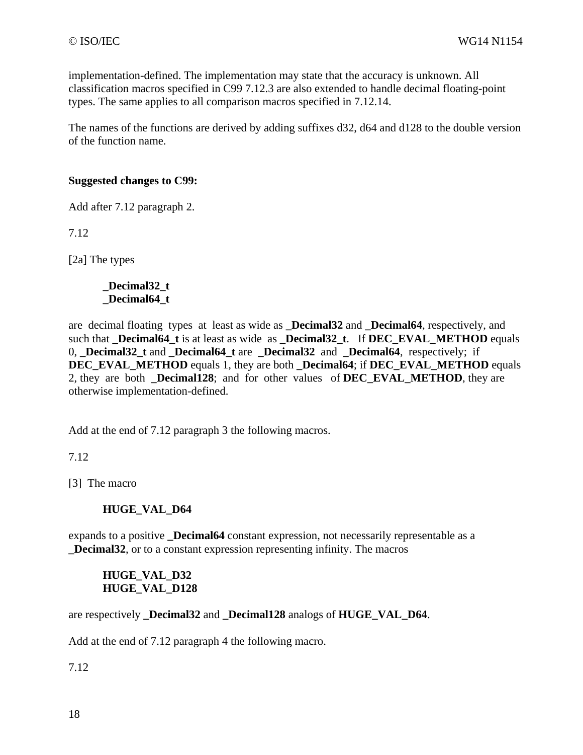implementation-defined. The implementation may state that the accuracy is unknown. All classification macros specified in C99 7.12.3 are also extended to handle decimal floating-point types. The same applies to all comparison macros specified in 7.12.14.

The names of the functions are derived by adding suffixes d32, d64 and d128 to the double version of the function name.

**Suggested changes to C99:**

Add after 7.12 paragraph 2.

7.12

[2a] The types

> **_Decimal32_t**
> **_Decimal64_t**

are decimal floating types at least as wide as **_Decimal32** and **_Decimal64**, respectively, and such that **_Decimal64_t** is at least as wide as **_Decimal32_t**. If **DEC_EVAL_METHOD** equals 0, **_Decimal32_t** and **_Decimal64_t** are **_Decimal32** and **_Decimal64**, respectively; if **DEC_EVAL_METHOD** equals 1, they are both **_Decimal64**; if **DEC_EVAL_METHOD** equals 2, they are both **_Decimal128**; and for other values of **DEC_EVAL_METHOD**, they are otherwise implementation-defined.

Add at the end of 7.12 paragraph 3 the following macros.

7.12

[3] The macro

> **HUGE_VAL_D64**

expands to a positive **_Decimal64** constant expression, not necessarily representable as a **_Decimal32**, or to a constant expression representing infinity. The macros

> **HUGE_VAL_D32**
> **HUGE_VAL_D128**

are respectively **_Decimal32** and **_Decimal128** analogs of **HUGE_VAL_D64**.

Add at the end of 7.12 paragraph 4 the following macro.

7.12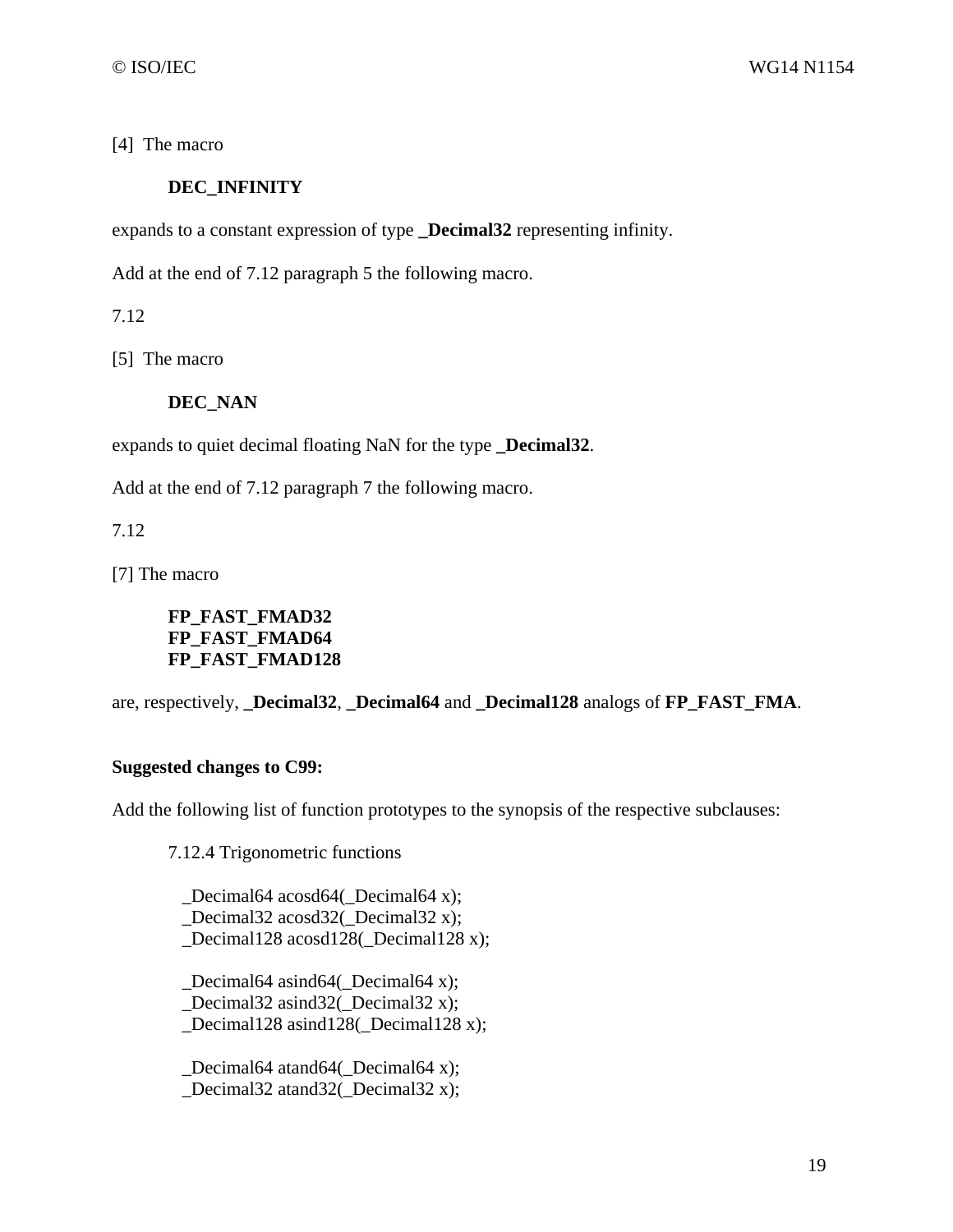[4]  The macro

**DEC_INFINITY**

expands to a constant expression of type **_Decimal32** representing infinity.

Add at the end of 7.12 paragraph 5 the following macro.

7.12

[5]  The macro

**DEC_NAN**

expands to quiet decimal floating NaN for the type **_Decimal32**.

Add at the end of 7.12 paragraph 7 the following macro.

7.12

[7] The macro

**FP_FAST_FMAD32**
**FP_FAST_FMAD64**
**FP_FAST_FMAD128**

are, respectively, **_Decimal32**, **_Decimal64** and **_Decimal128** analogs of **FP_FAST_FMA**.

**Suggested changes to C99:**

Add the following list of function prototypes to the synopsis of the respective subclauses:

7.12.4 Trigonometric functions

```
_Decimal64 acosd64(_Decimal64 x);
_Decimal32 acosd32(_Decimal32 x);
_Decimal128 acosd128(_Decimal128 x);

_Decimal64 asind64(_Decimal64 x);
_Decimal32 asind32(_Decimal32 x);
_Decimal128 asind128(_Decimal128 x);

_Decimal64 atand64(_Decimal64 x);
_Decimal32 atand32(_Decimal32 x);
```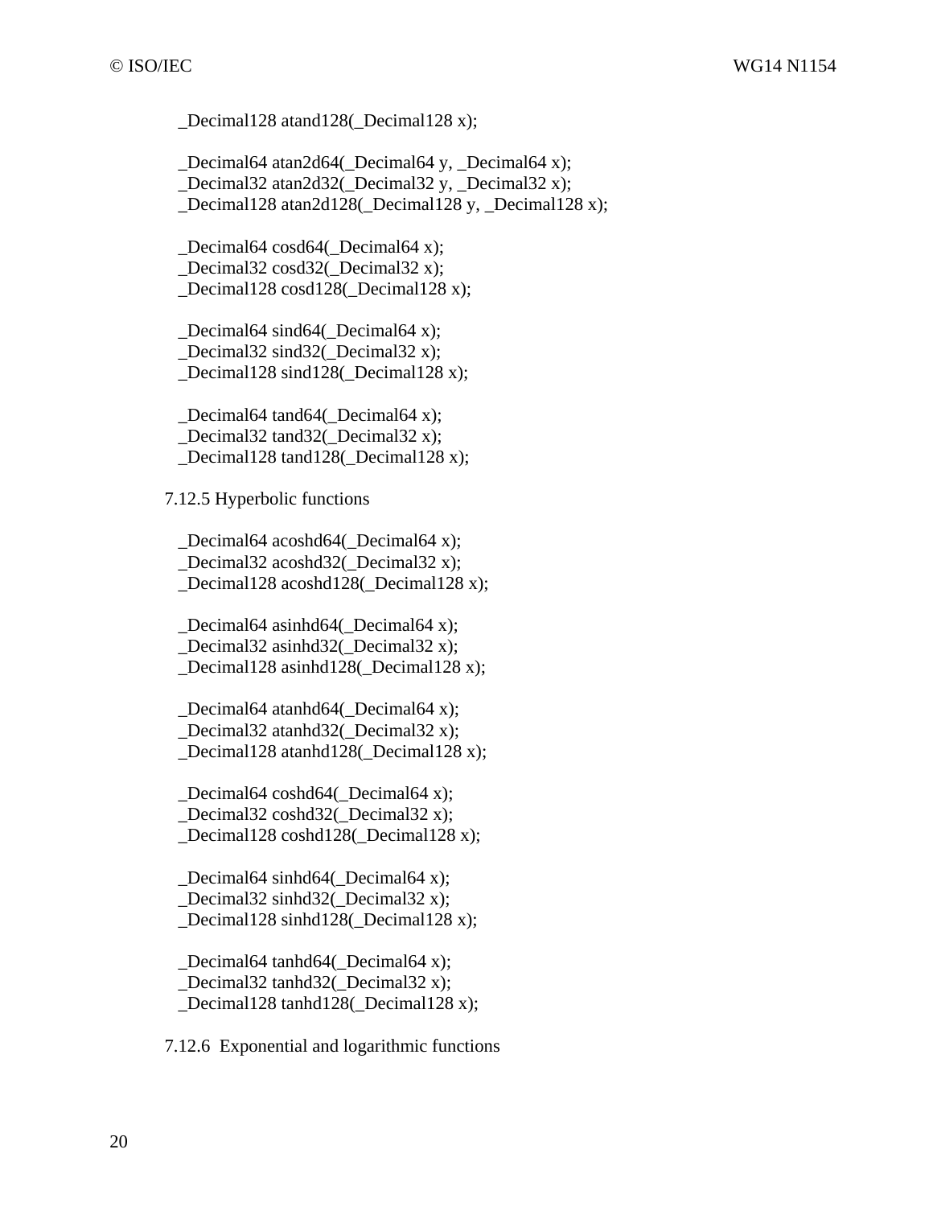```
_Decimal128 atand128(_Decimal128 x);

_Decimal64 atan2d64(_Decimal64 y, _Decimal64 x);
_Decimal32 atan2d32(_Decimal32 y, _Decimal32 x);
_Decimal128 atan2d128(_Decimal128 y, _Decimal128 x);

_Decimal64 cosd64(_Decimal64 x);
_Decimal32 cosd32(_Decimal32 x);
_Decimal128 cosd128(_Decimal128 x);

_Decimal64 sind64(_Decimal64 x);
_Decimal32 sind32(_Decimal32 x);
_Decimal128 sind128(_Decimal128 x);

_Decimal64 tand64(_Decimal64 x);
_Decimal32 tand32(_Decimal32 x);
_Decimal128 tand128(_Decimal128 x);
```

7.12.5 Hyperbolic functions

```
_Decimal64 acoshd64(_Decimal64 x);
_Decimal32 acoshd32(_Decimal32 x);
_Decimal128 acoshd128(_Decimal128 x);

_Decimal64 asinhd64(_Decimal64 x);
_Decimal32 asinhd32(_Decimal32 x);
_Decimal128 asinhd128(_Decimal128 x);

_Decimal64 atanhd64(_Decimal64 x);
_Decimal32 atanhd32(_Decimal32 x);
_Decimal128 atanhd128(_Decimal128 x);

_Decimal64 coshd64(_Decimal64 x);
_Decimal32 coshd32(_Decimal32 x);
_Decimal128 coshd128(_Decimal128 x);

_Decimal64 sinhd64(_Decimal64 x);
_Decimal32 sinhd32(_Decimal32 x);
_Decimal128 sinhd128(_Decimal128 x);

_Decimal64 tanhd64(_Decimal64 x);
_Decimal32 tanhd32(_Decimal32 x);
_Decimal128 tanhd128(_Decimal128 x);
```

7.12.6 Exponential and logarithmic functions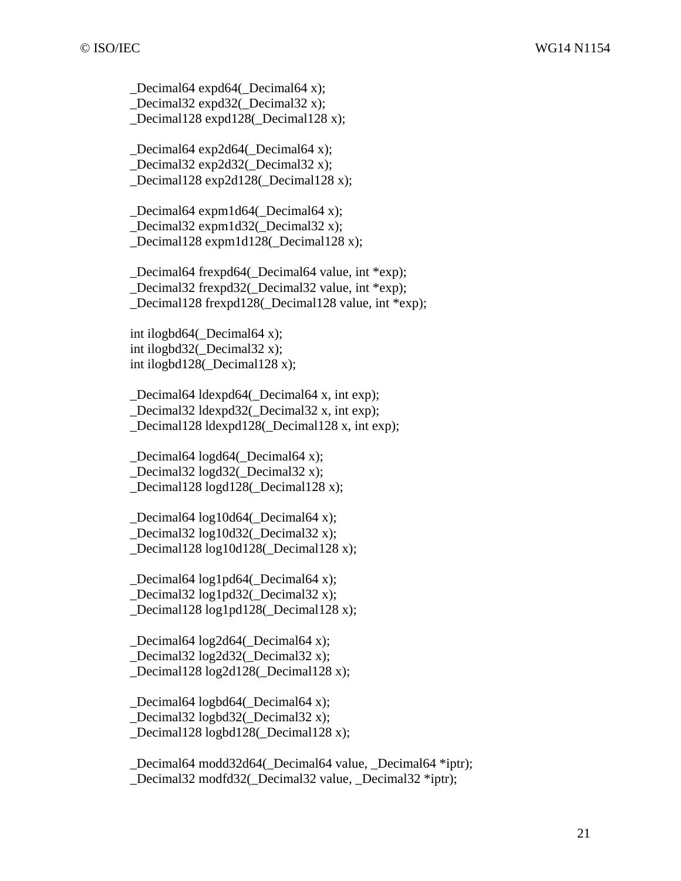```
_Decimal64 expd64(_Decimal64 x);
_Decimal32 expd32(_Decimal32 x);
_Decimal128 expd128(_Decimal128 x);

_Decimal64 exp2d64(_Decimal64 x);
_Decimal32 exp2d32(_Decimal32 x);
_Decimal128 exp2d128(_Decimal128 x);

_Decimal64 expm1d64(_Decimal64 x);
_Decimal32 expm1d32(_Decimal32 x);
_Decimal128 expm1d128(_Decimal128 x);

_Decimal64 frexpd64(_Decimal64 value, int *exp);
_Decimal32 frexpd32(_Decimal32 value, int *exp);
_Decimal128 frexpd128(_Decimal128 value, int *exp);

int ilogbd64(_Decimal64 x);
int ilogbd32(_Decimal32 x);
int ilogbd128(_Decimal128 x);

_Decimal64 ldexpd64(_Decimal64 x, int exp);
_Decimal32 ldexpd32(_Decimal32 x, int exp);
_Decimal128 ldexpd128(_Decimal128 x, int exp);

_Decimal64 logd64(_Decimal64 x);
_Decimal32 logd32(_Decimal32 x);
_Decimal128 logd128(_Decimal128 x);

_Decimal64 log10d64(_Decimal64 x);
_Decimal32 log10d32(_Decimal32 x);
_Decimal128 log10d128(_Decimal128 x);

_Decimal64 log1pd64(_Decimal64 x);
_Decimal32 log1pd32(_Decimal32 x);
_Decimal128 log1pd128(_Decimal128 x);

_Decimal64 log2d64(_Decimal64 x);
_Decimal32 log2d32(_Decimal32 x);
_Decimal128 log2d128(_Decimal128 x);

_Decimal64 logbd64(_Decimal64 x);
_Decimal32 logbd32(_Decimal32 x);
_Decimal128 logbd128(_Decimal128 x);

_Decimal64 modd32d64(_Decimal64 value, _Decimal64 *iptr);
_Decimal32 modfd32(_Decimal32 value, _Decimal32 *iptr);
```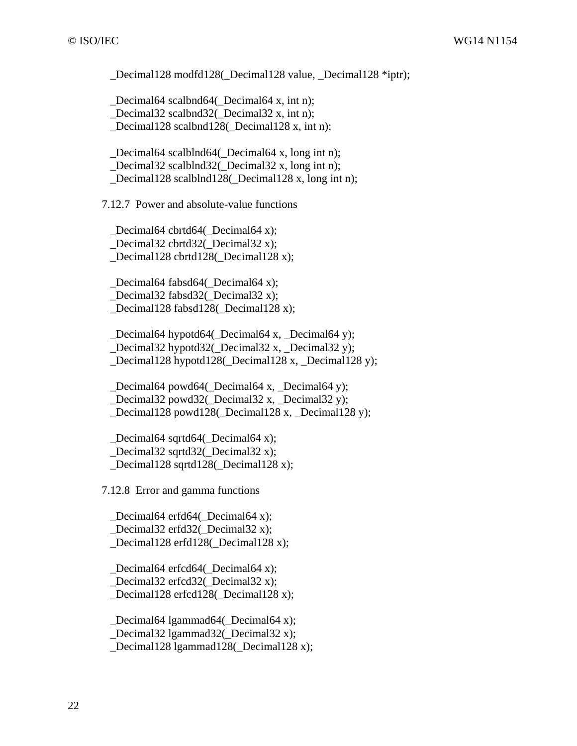```
_Decimal128 modfd128(_Decimal128 value, _Decimal128 *iptr);

_Decimal64 scalbnd64(_Decimal64 x, int n);
_Decimal32 scalbnd32(_Decimal32 x, int n);
_Decimal128 scalbnd128(_Decimal128 x, int n);

_Decimal64 scalblnd64(_Decimal64 x, long int n);
_Decimal32 scalblnd32(_Decimal32 x, long int n);
_Decimal128 scalblnd128(_Decimal128 x, long int n);
```

7.12.7 Power and absolute-value functions

```
_Decimal64 cbrtd64(_Decimal64 x);
_Decimal32 cbrtd32(_Decimal32 x);
_Decimal128 cbrtd128(_Decimal128 x);

_Decimal64 fabsd64(_Decimal64 x);
_Decimal32 fabsd32(_Decimal32 x);
_Decimal128 fabsd128(_Decimal128 x);

_Decimal64 hypotd64(_Decimal64 x, _Decimal64 y);
_Decimal32 hypotd32(_Decimal32 x, _Decimal32 y);
_Decimal128 hypotd128(_Decimal128 x, _Decimal128 y);

_Decimal64 powd64(_Decimal64 x, _Decimal64 y);
_Decimal32 powd32(_Decimal32 x, _Decimal32 y);
_Decimal128 powd128(_Decimal128 x, _Decimal128 y);

_Decimal64 sqrtd64(_Decimal64 x);
_Decimal32 sqrtd32(_Decimal32 x);
_Decimal128 sqrtd128(_Decimal128 x);
```

7.12.8 Error and gamma functions

```
_Decimal64 erfd64(_Decimal64 x);
_Decimal32 erfd32(_Decimal32 x);
_Decimal128 erfd128(_Decimal128 x);

_Decimal64 erfcd64(_Decimal64 x);
_Decimal32 erfcd32(_Decimal32 x);
_Decimal128 erfcd128(_Decimal128 x);

_Decimal64 lgammad64(_Decimal64 x);
_Decimal32 lgammad32(_Decimal32 x);
_Decimal128 lgammad128(_Decimal128 x);
```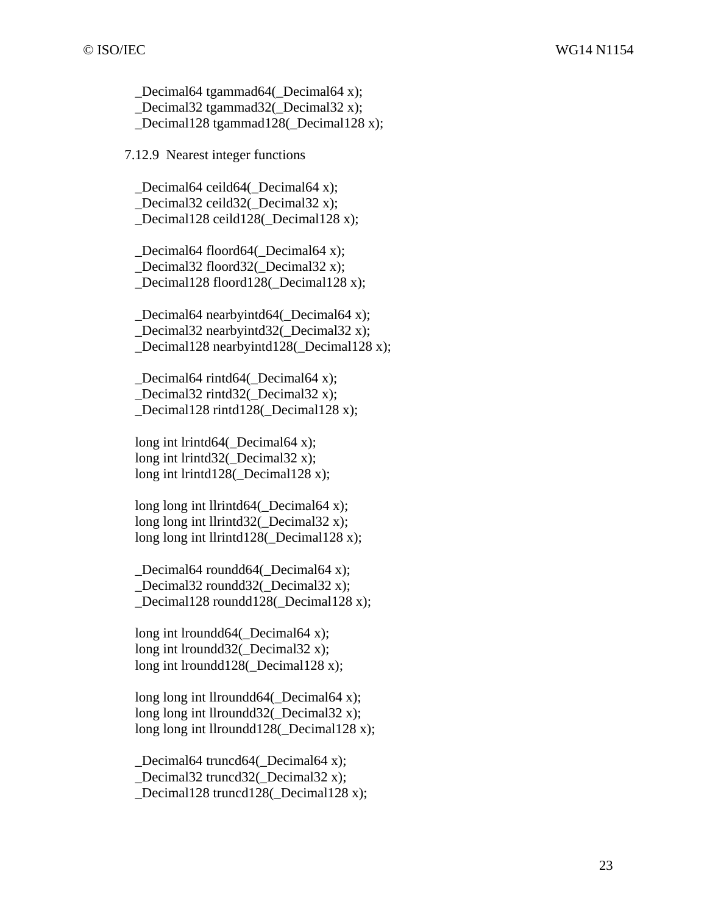```
_Decimal64 tgammad64(_Decimal64 x);
_Decimal32 tgammad32(_Decimal32 x);
_Decimal128 tgammad128(_Decimal128 x);
```

### 7.12.9 Nearest integer functions

```
_Decimal64 ceild64(_Decimal64 x);
_Decimal32 ceild32(_Decimal32 x);
_Decimal128 ceild128(_Decimal128 x);

_Decimal64 floord64(_Decimal64 x);
_Decimal32 floord32(_Decimal32 x);
_Decimal128 floord128(_Decimal128 x);

_Decimal64 nearbyintd64(_Decimal64 x);
_Decimal32 nearbyintd32(_Decimal32 x);
_Decimal128 nearbyintd128(_Decimal128 x);

_Decimal64 rintd64(_Decimal64 x);
_Decimal32 rintd32(_Decimal32 x);
_Decimal128 rintd128(_Decimal128 x);

long int lrintd64(_Decimal64 x);
long int lrintd32(_Decimal32 x);
long int lrintd128(_Decimal128 x);

long long int llrintd64(_Decimal64 x);
long long int llrintd32(_Decimal32 x);
long long int llrintd128(_Decimal128 x);

_Decimal64 roundd64(_Decimal64 x);
_Decimal32 roundd32(_Decimal32 x);
_Decimal128 roundd128(_Decimal128 x);

long int lroundd64(_Decimal64 x);
long int lroundd32(_Decimal32 x);
long int lroundd128(_Decimal128 x);

long long int llroundd64(_Decimal64 x);
long long int llroundd32(_Decimal32 x);
long long int llroundd128(_Decimal128 x);

_Decimal64 truncd64(_Decimal64 x);
_Decimal32 truncd32(_Decimal32 x);
_Decimal128 truncd128(_Decimal128 x);
```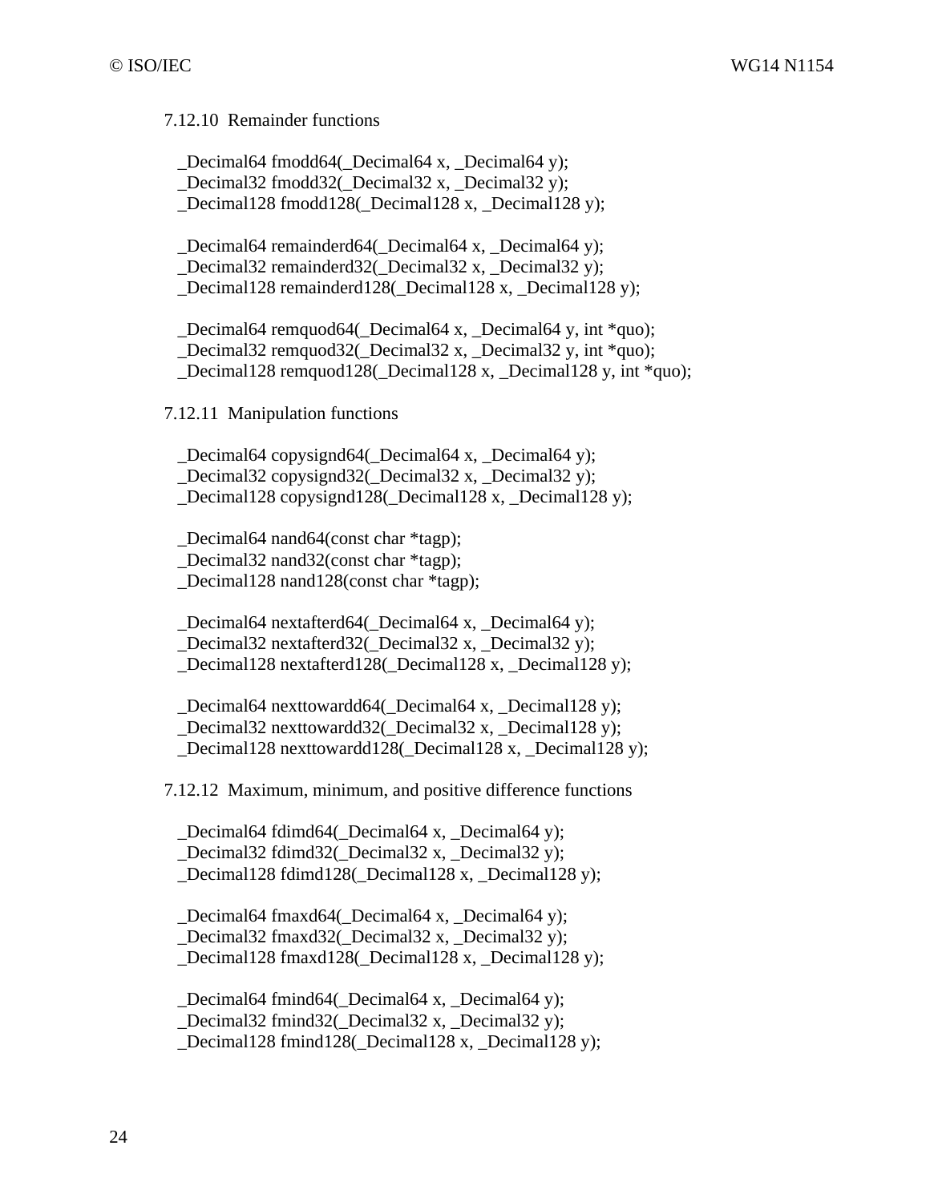7.12.10 Remainder functions

```
_Decimal64 fmodd64(_Decimal64 x, _Decimal64 y);
_Decimal32 fmodd32(_Decimal32 x, _Decimal32 y);
_Decimal128 fmodd128(_Decimal128 x, _Decimal128 y);

_Decimal64 remainderd64(_Decimal64 x, _Decimal64 y);
_Decimal32 remainderd32(_Decimal32 x, _Decimal32 y);
_Decimal128 remainderd128(_Decimal128 x, _Decimal128 y);

_Decimal64 remquod64(_Decimal64 x, _Decimal64 y, int *quo);
_Decimal32 remquod32(_Decimal32 x, _Decimal32 y, int *quo);
_Decimal128 remquod128(_Decimal128 x, _Decimal128 y, int *quo);
```

7.12.11 Manipulation functions

```
_Decimal64 copysignd64(_Decimal64 x, _Decimal64 y);
_Decimal32 copysignd32(_Decimal32 x, _Decimal32 y);
_Decimal128 copysignd128(_Decimal128 x, _Decimal128 y);

_Decimal64 nand64(const char *tagp);
_Decimal32 nand32(const char *tagp);
_Decimal128 nand128(const char *tagp);

_Decimal64 nextafterd64(_Decimal64 x, _Decimal64 y);
_Decimal32 nextafterd32(_Decimal32 x, _Decimal32 y);
_Decimal128 nextafterd128(_Decimal128 x, _Decimal128 y);

_Decimal64 nexttowardd64(_Decimal64 x, _Decimal128 y);
_Decimal32 nexttowardd32(_Decimal32 x, _Decimal128 y);
_Decimal128 nexttowardd128(_Decimal128 x, _Decimal128 y);
```

7.12.12 Maximum, minimum, and positive difference functions

```
_Decimal64 fdimd64(_Decimal64 x, _Decimal64 y);
_Decimal32 fdimd32(_Decimal32 x, _Decimal32 y);
_Decimal128 fdimd128(_Decimal128 x, _Decimal128 y);

_Decimal64 fmaxd64(_Decimal64 x, _Decimal64 y);
_Decimal32 fmaxd32(_Decimal32 x, _Decimal32 y);
_Decimal128 fmaxd128(_Decimal128 x, _Decimal128 y);

_Decimal64 fmind64(_Decimal64 x, _Decimal64 y);
_Decimal32 fmind32(_Decimal32 x, _Decimal32 y);
_Decimal128 fmind128(_Decimal128 x, _Decimal128 y);
```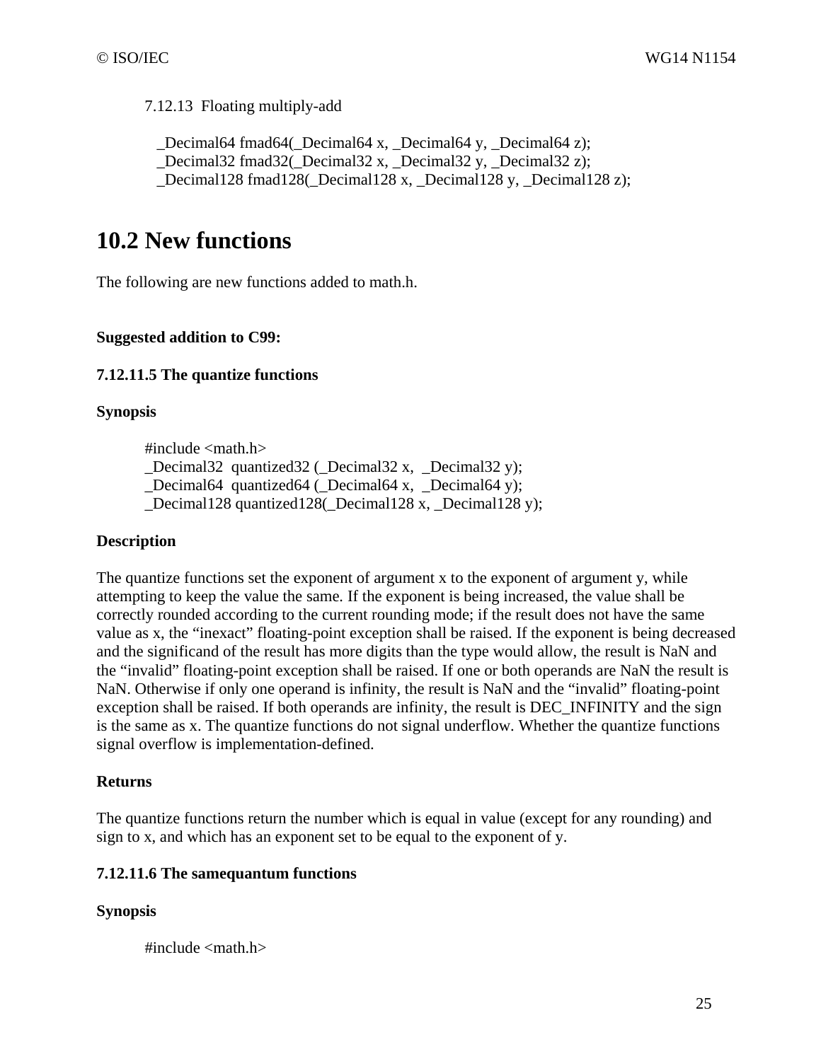7.12.13 Floating multiply-add

```
_Decimal64 fmad64(_Decimal64 x, _Decimal64 y, _Decimal64 z);
_Decimal32 fmad32(_Decimal32 x, _Decimal32 y, _Decimal32 z);
_Decimal128 fmad128(_Decimal128 x, _Decimal128 y, _Decimal128 z);
```

# 10.2 New functions

The following are new functions added to math.h.

**Suggested addition to C99:**

**7.12.11.5 The quantize functions**

**Synopsis**

```
#include <math.h>
_Decimal32  quantized32 (_Decimal32 x,  _Decimal32 y);
_Decimal64  quantized64 (_Decimal64 x,  _Decimal64 y);
_Decimal128 quantized128(_Decimal128 x, _Decimal128 y);
```

**Description**

The quantize functions set the exponent of argument x to the exponent of argument y, while attempting to keep the value the same. If the exponent is being increased, the value shall be correctly rounded according to the current rounding mode; if the result does not have the same value as x, the “inexact” floating-point exception shall be raised. If the exponent is being decreased and the significand of the result has more digits than the type would allow, the result is NaN and the “invalid” floating-point exception shall be raised. If one or both operands are NaN the result is NaN. Otherwise if only one operand is infinity, the result is NaN and the “invalid” floating-point exception shall be raised. If both operands are infinity, the result is DEC_INFINITY and the sign is the same as x. The quantize functions do not signal underflow. Whether the quantize functions signal overflow is implementation-defined.

**Returns**

The quantize functions return the number which is equal in value (except for any rounding) and sign to x, and which has an exponent set to be equal to the exponent of y.

**7.12.11.6 The samequantum functions**

**Synopsis**

```
#include <math.h>
```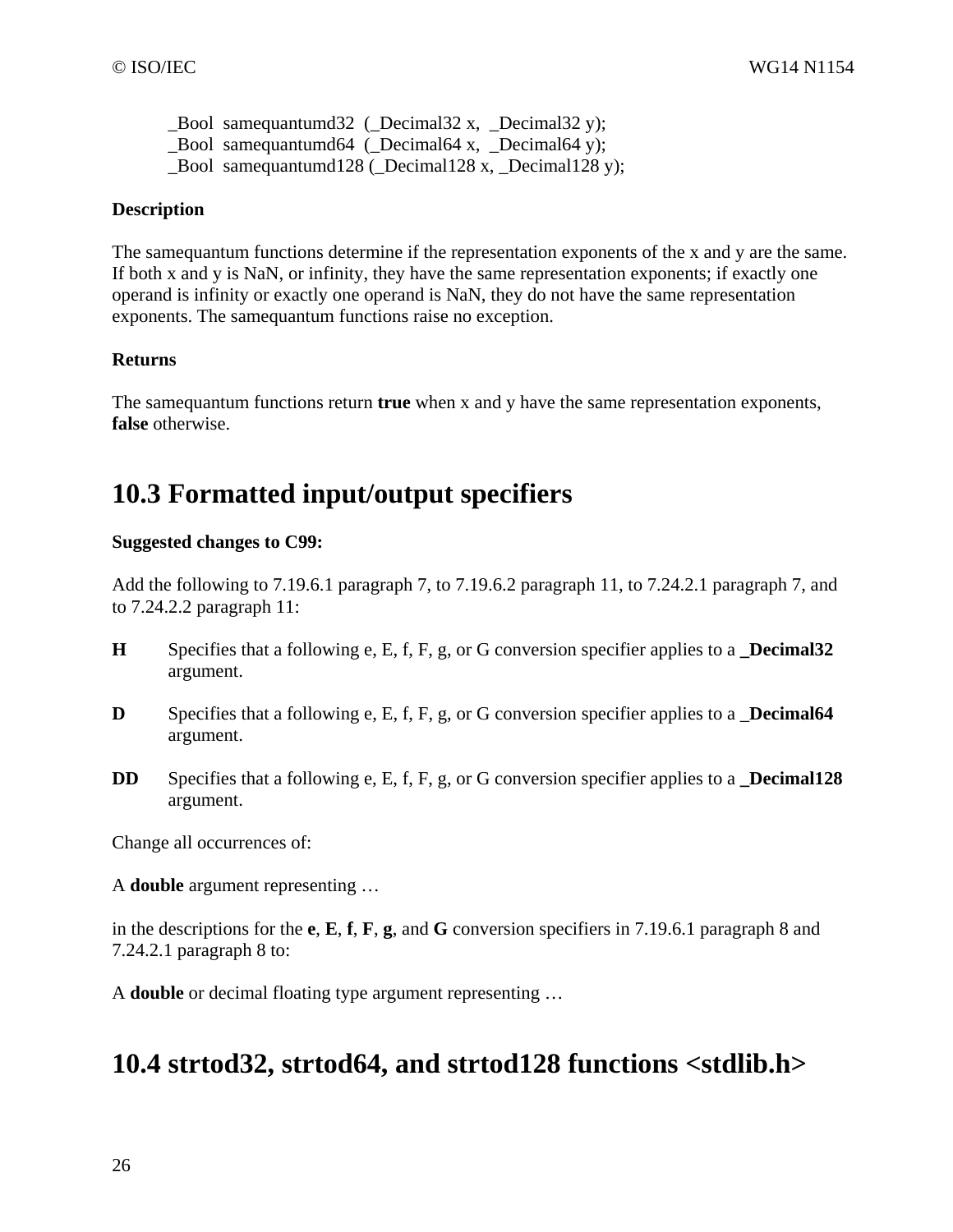```
_Bool  samequantumd32  (_Decimal32 x,  _Decimal32 y);
_Bool  samequantumd64  (_Decimal64 x,  _Decimal64 y);
_Bool  samequantumd128 (_Decimal128 x, _Decimal128 y);
```

**Description**

The samequantum functions determine if the representation exponents of the x and y are the same. If both x and y is NaN, or infinity, they have the same representation exponents; if exactly one operand is infinity or exactly one operand is NaN, they do not have the same representation exponents. The samequantum functions raise no exception.

**Returns**

The samequantum functions return **true** when x and y have the same representation exponents, **false** otherwise.

## 10.3 Formatted input/output specifiers

**Suggested changes to C99:**

Add the following to 7.19.6.1 paragraph 7, to 7.19.6.2 paragraph 11, to 7.24.2.1 paragraph 7, and to 7.24.2.2 paragraph 11:

**H** Specifies that a following e, E, f, F, g, or G conversion specifier applies to a **_Decimal32** argument.

**D** Specifies that a following e, E, f, F, g, or G conversion specifier applies to a **_Decimal64** argument.

**DD** Specifies that a following e, E, f, F, g, or G conversion specifier applies to a **_Decimal128** argument.

Change all occurrences of:

A **double** argument representing …

in the descriptions for the **e**, **E**, **f**, **F**, **g**, and **G** conversion specifiers in 7.19.6.1 paragraph 8 and 7.24.2.1 paragraph 8 to:

A **double** or decimal floating type argument representing …

## 10.4 strtod32, strtod64, and strtod128 functions <stdlib.h>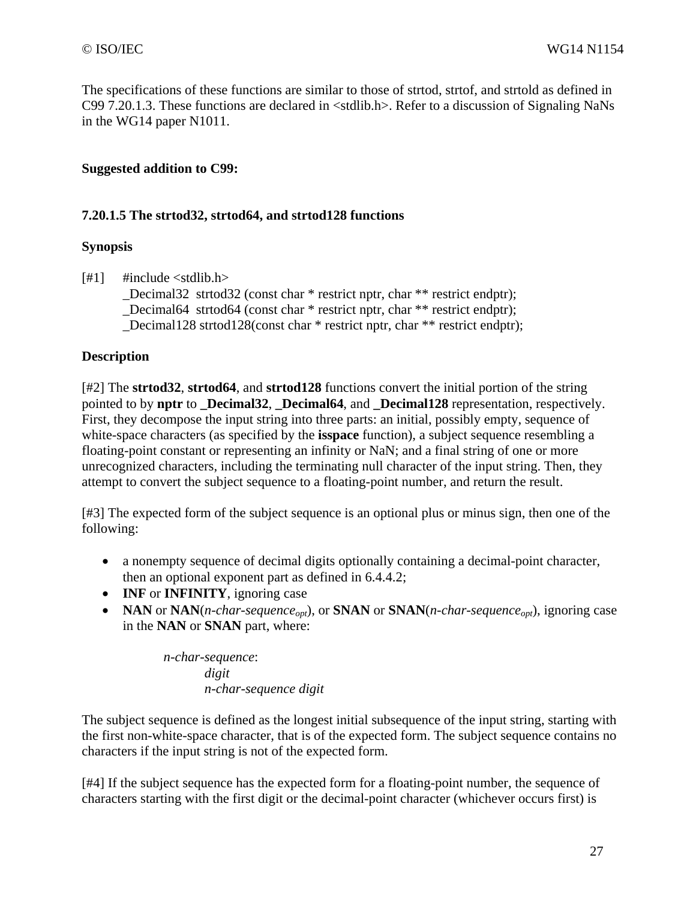The specifications of these functions are similar to those of strtod, strtof, and strtold as defined in C99 7.20.1.3. These functions are declared in <stdlib.h>. Refer to a discussion of Signaling NaNs in the WG14 paper N1011.

**Suggested addition to C99:**

**7.20.1.5 The strtod32, strtod64, and strtod128 functions**

**Synopsis**

[#1]
```
#include <stdlib.h>
_Decimal32  strtod32 (const char * restrict nptr, char ** restrict endptr);
_Decimal64  strtod64 (const char * restrict nptr, char ** restrict endptr);
_Decimal128 strtod128(const char * restrict nptr, char ** restrict endptr);
```

**Description**

[#2] The **strtod32**, **strtod64**, and **strtod128** functions convert the initial portion of the string pointed to by **nptr** to **_Decimal32**, **_Decimal64**, and **_Decimal128** representation, respectively. First, they decompose the input string into three parts: an initial, possibly empty, sequence of white-space characters (as specified by the **isspace** function), a subject sequence resembling a floating-point constant or representing an infinity or NaN; and a final string of one or more unrecognized characters, including the terminating null character of the input string. Then, they attempt to convert the subject sequence to a floating-point number, and return the result.

[#3] The expected form of the subject sequence is an optional plus or minus sign, then one of the following:

- a nonempty sequence of decimal digits optionally containing a decimal-point character, then an optional exponent part as defined in 6.4.4.2;
- **INF** or **INFINITY**, ignoring case
- **NAN** or **NAN**(*n-char-sequence*$_{opt}$), or **SNAN** or **SNAN**(*n-char-sequence*$_{opt}$), ignoring case in the **NAN** or **SNAN** part, where:

  *n-char-sequence*:
  
  *digit*
  
  *n-char-sequence digit*

The subject sequence is defined as the longest initial subsequence of the input string, starting with the first non-white-space character, that is of the expected form. The subject sequence contains no characters if the input string is not of the expected form.

[#4] If the subject sequence has the expected form for a floating-point number, the sequence of characters starting with the first digit or the decimal-point character (whichever occurs first) is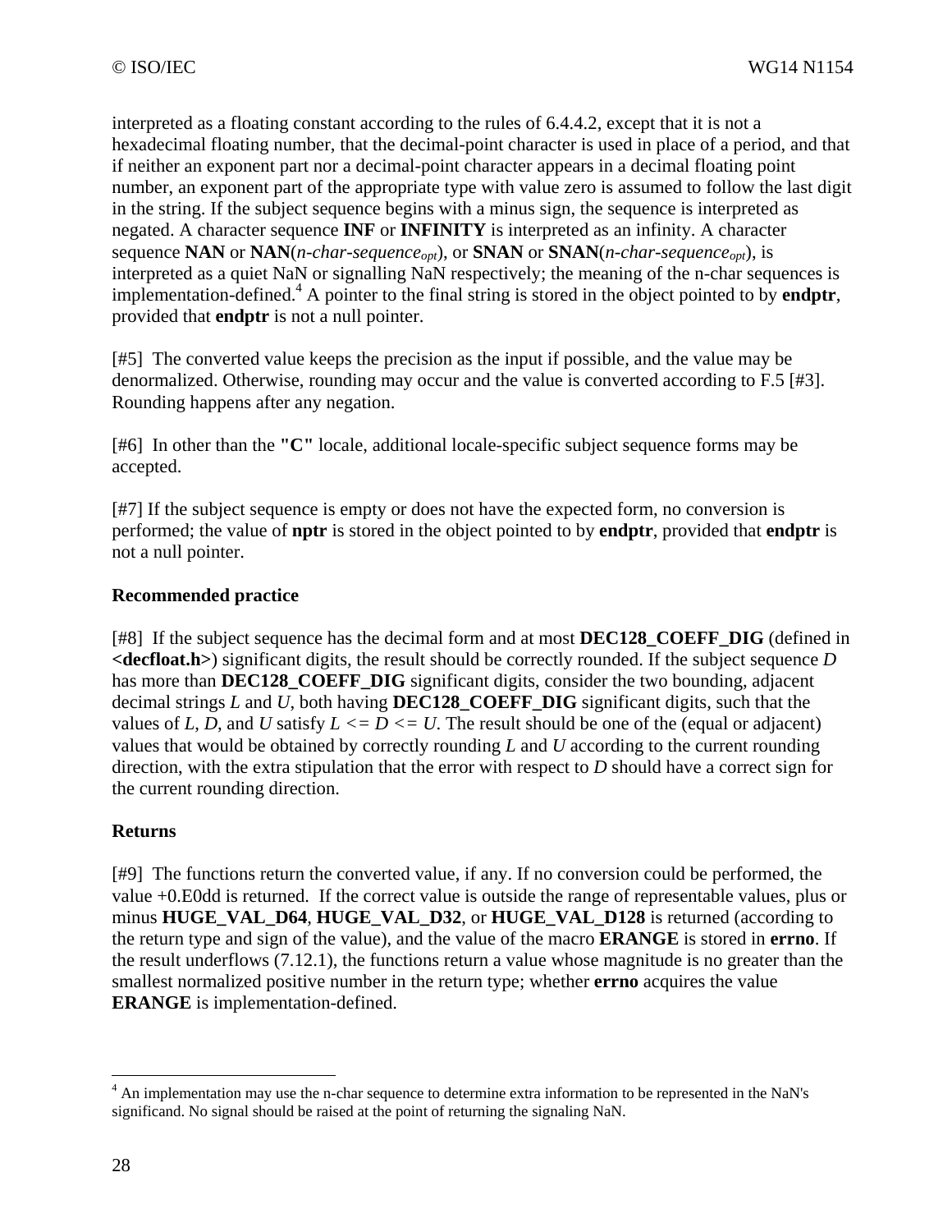interpreted as a floating constant according to the rules of 6.4.4.2, except that it is not a hexadecimal floating number, that the decimal-point character is used in place of a period, and that if neither an exponent part nor a decimal-point character appears in a decimal floating point number, an exponent part of the appropriate type with value zero is assumed to follow the last digit in the string. If the subject sequence begins with a minus sign, the sequence is interpreted as negated. A character sequence **INF** or **INFINITY** is interpreted as an infinity. A character sequence **NAN** or **NAN**(*n-char-sequence$_{opt}$*), or **SNAN** or **SNAN**(*n-char-sequence$_{opt}$*), is interpreted as a quiet NaN or signalling NaN respectively; the meaning of the n-char sequences is implementation-defined.[4] A pointer to the final string is stored in the object pointed to by **endptr**, provided that **endptr** is not a null pointer.

[#5] The converted value keeps the precision as the input if possible, and the value may be denormalized. Otherwise, rounding may occur and the value is converted according to F.5 [#3]. Rounding happens after any negation.

[#6] In other than the **"C"** locale, additional locale-specific subject sequence forms may be accepted.

[#7] If the subject sequence is empty or does not have the expected form, no conversion is performed; the value of **nptr** is stored in the object pointed to by **endptr**, provided that **endptr** is not a null pointer.

### Recommended practice

[#8] If the subject sequence has the decimal form and at most **DEC128_COEFF_DIG** (defined in **<decfloat.h>**) significant digits, the result should be correctly rounded. If the subject sequence *D* has more than **DEC128_COEFF_DIG** significant digits, consider the two bounding, adjacent decimal strings *L* and *U*, both having **DEC128_COEFF_DIG** significant digits, such that the values of *L*, *D*, and *U* satisfy *L <= D <= U*. The result should be one of the (equal or adjacent) values that would be obtained by correctly rounding *L* and *U* according to the current rounding direction, with the extra stipulation that the error with respect to *D* should have a correct sign for the current rounding direction.

### Returns

[#9] The functions return the converted value, if any. If no conversion could be performed, the value +0.E0dd is returned. If the correct value is outside the range of representable values, plus or minus **HUGE_VAL_D64**, **HUGE_VAL_D32**, or **HUGE_VAL_D128** is returned (according to the return type and sign of the value), and the value of the macro **ERANGE** is stored in **errno**. If the result underflows (7.12.1), the functions return a value whose magnitude is no greater than the smallest normalized positive number in the return type; whether **errno** acquires the value **ERANGE** is implementation-defined.

---

[4] An implementation may use the n-char sequence to determine extra information to be represented in the NaN's significand. No signal should be raised at the point of returning the signaling NaN.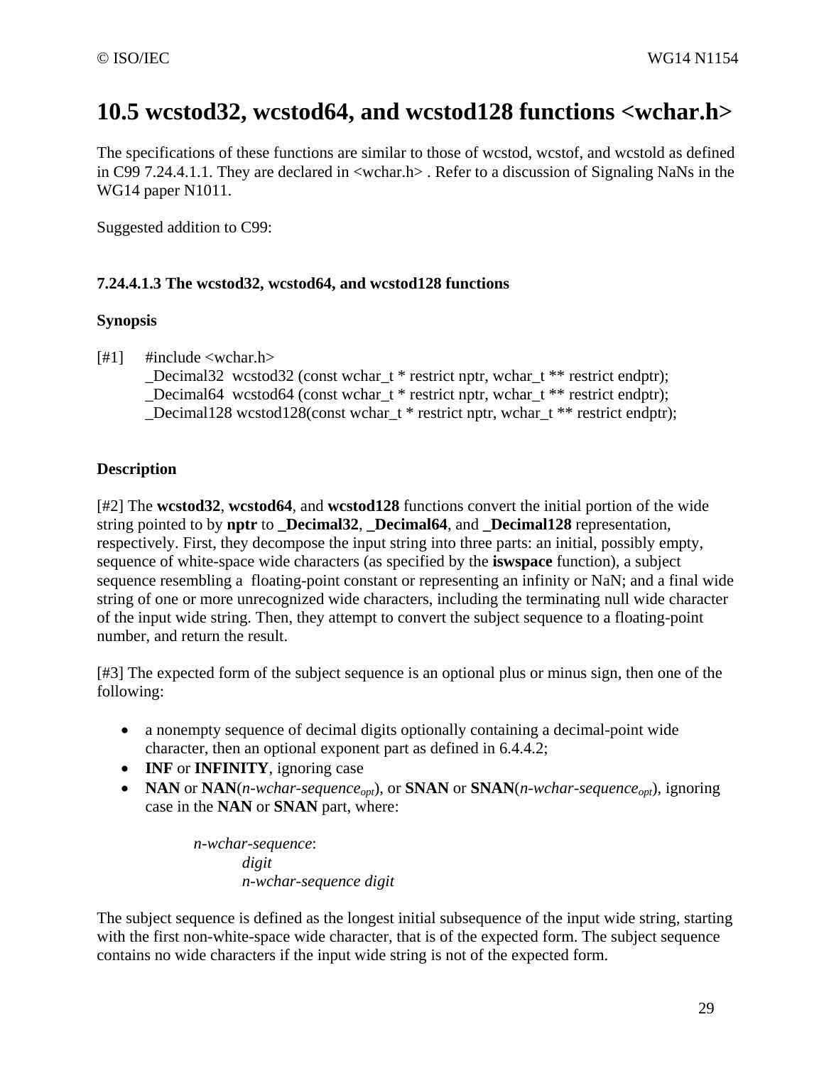# 10.5 wcstod32, wcstod64, and wcstod128 functions <wchar.h>

The specifications of these functions are similar to those of wcstod, wcstof, and wcstold as defined in C99 7.24.4.1.1. They are declared in <wchar.h> . Refer to a discussion of Signaling NaNs in the WG14 paper N1011.

Suggested addition to C99:

### 7.24.4.1.3 The wcstod32, wcstod64, and wcstod128 functions

**Synopsis**

[#1]

```
#include <wchar.h>
_Decimal32  wcstod32 (const wchar_t * restrict nptr, wchar_t ** restrict endptr);
_Decimal64  wcstod64 (const wchar_t * restrict nptr, wchar_t ** restrict endptr);
_Decimal128 wcstod128(const wchar_t * restrict nptr, wchar_t ** restrict endptr);
```

**Description**

[#2] The **wcstod32**, **wcstod64**, and **wcstod128** functions convert the initial portion of the wide string pointed to by **nptr** to **_Decimal32**, **_Decimal64**, and **_Decimal128** representation, respectively. First, they decompose the input string into three parts: an initial, possibly empty, sequence of white-space wide characters (as specified by the **iswspace** function), a subject sequence resembling a floating-point constant or representing an infinity or NaN; and a final wide string of one or more unrecognized wide characters, including the terminating null wide character of the input wide string. Then, they attempt to convert the subject sequence to a floating-point number, and return the result.

[#3] The expected form of the subject sequence is an optional plus or minus sign, then one of the following:

- a nonempty sequence of decimal digits optionally containing a decimal-point wide character, then an optional exponent part as defined in 6.4.4.2;
- **INF** or **INFINITY**, ignoring case
- **NAN** or **NAN**(*n-wchar-sequence$_{opt}$*), or **SNAN** or **SNAN**(*n-wchar-sequence$_{opt}$*), ignoring case in the **NAN** or **SNAN** part, where:

  *n-wchar-sequence*:
  - *digit*
  - *n-wchar-sequence digit*

The subject sequence is defined as the longest initial subsequence of the input wide string, starting with the first non-white-space wide character, that is of the expected form. The subject sequence contains no wide characters if the input wide string is not of the expected form.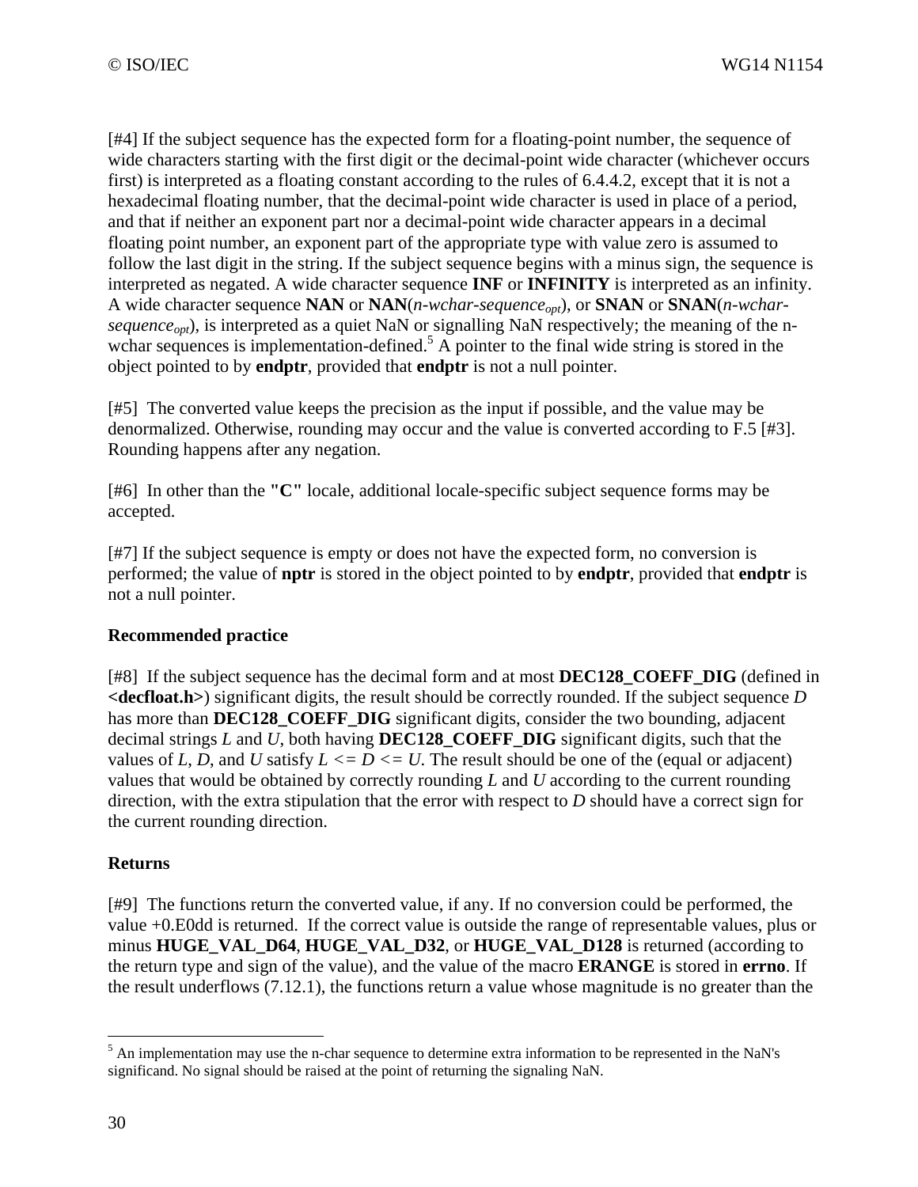[#4] If the subject sequence has the expected form for a floating-point number, the sequence of wide characters starting with the first digit or the decimal-point wide character (whichever occurs first) is interpreted as a floating constant according to the rules of 6.4.4.2, except that it is not a hexadecimal floating number, that the decimal-point wide character is used in place of a period, and that if neither an exponent part nor a decimal-point wide character appears in a decimal floating point number, an exponent part of the appropriate type with value zero is assumed to follow the last digit in the string. If the subject sequence begins with a minus sign, the sequence is interpreted as negated. A wide character sequence **INF** or **INFINITY** is interpreted as an infinity. A wide character sequence **NAN** or **NAN**(*n-wchar-sequence$_{opt}$*), or **SNAN** or **SNAN**(*n-wchar-sequence$_{opt}$*), is interpreted as a quiet NaN or signalling NaN respectively; the meaning of the n-wchar sequences is implementation-defined.[5] A pointer to the final wide string is stored in the object pointed to by **endptr**, provided that **endptr** is not a null pointer.

[#5] The converted value keeps the precision as the input if possible, and the value may be denormalized. Otherwise, rounding may occur and the value is converted according to F.5 [#3]. Rounding happens after any negation.

[#6] In other than the **"C"** locale, additional locale-specific subject sequence forms may be accepted.

[#7] If the subject sequence is empty or does not have the expected form, no conversion is performed; the value of **nptr** is stored in the object pointed to by **endptr**, provided that **endptr** is not a null pointer.

**Recommended practice**

[#8] If the subject sequence has the decimal form and at most **DEC128_COEFF_DIG** (defined in **<decfloat.h>**) significant digits, the result should be correctly rounded. If the subject sequence *D* has more than **DEC128_COEFF_DIG** significant digits, consider the two bounding, adjacent decimal strings *L* and *U*, both having **DEC128_COEFF_DIG** significant digits, such that the values of *L*, *D*, and *U* satisfy $L <= D <= U$. The result should be one of the (equal or adjacent) values that would be obtained by correctly rounding *L* and *U* according to the current rounding direction, with the extra stipulation that the error with respect to *D* should have a correct sign for the current rounding direction.

**Returns**

[#9] The functions return the converted value, if any. If no conversion could be performed, the value +0.E0dd is returned. If the correct value is outside the range of representable values, plus or minus **HUGE_VAL_D64**, **HUGE_VAL_D32**, or **HUGE_VAL_D128** is returned (according to the return type and sign of the value), and the value of the macro **ERANGE** is stored in **errno**. If the result underflows (7.12.1), the functions return a value whose magnitude is no greater than the

---

[5] An implementation may use the n-char sequence to determine extra information to be represented in the NaN's significand. No signal should be raised at the point of returning the signaling NaN.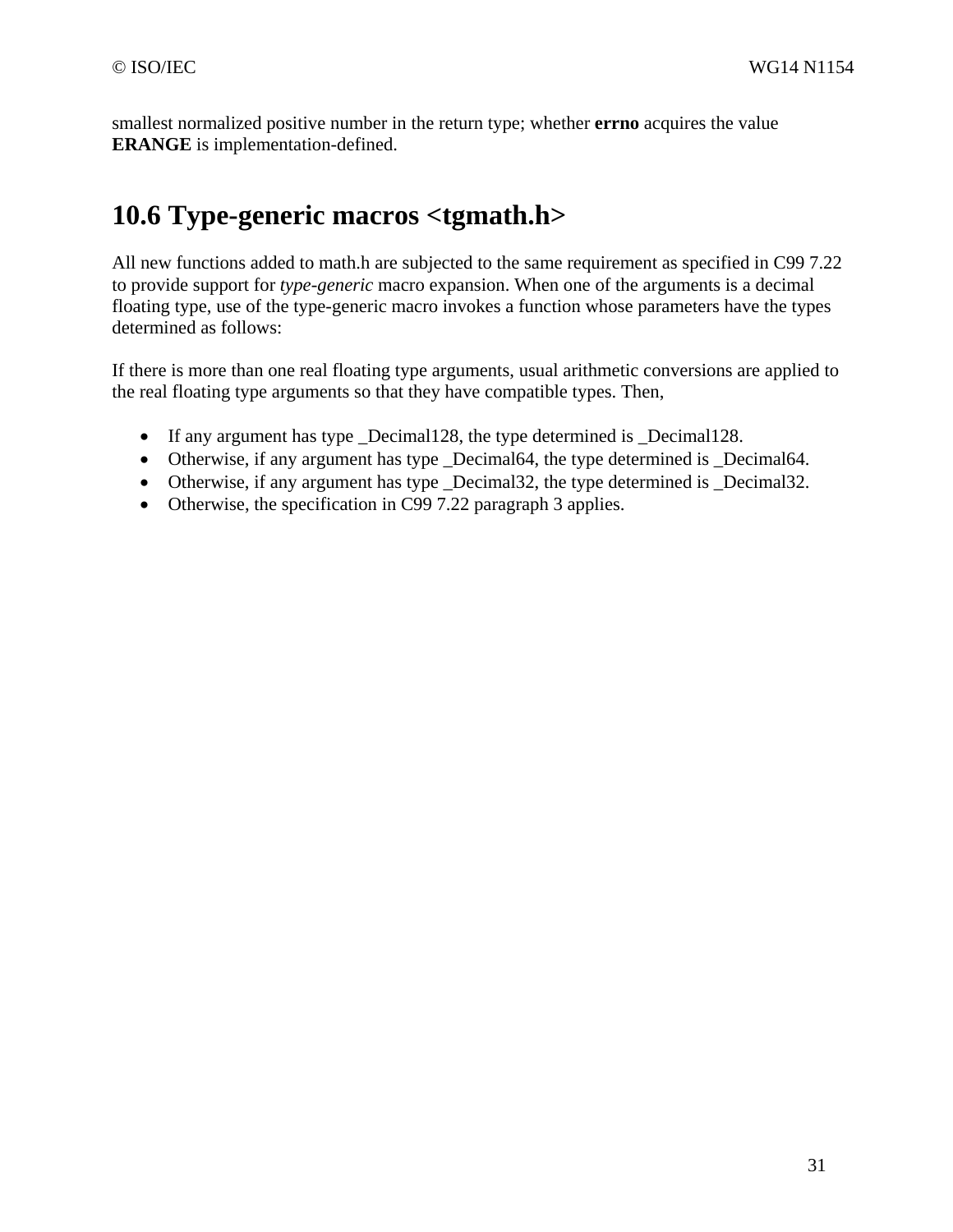smallest normalized positive number in the return type; whether **errno** acquires the value **ERANGE** is implementation-defined.

## 10.6 Type-generic macros <tgmath.h>

All new functions added to math.h are subjected to the same requirement as specified in C99 7.22 to provide support for *type-generic* macro expansion. When one of the arguments is a decimal floating type, use of the type-generic macro invokes a function whose parameters have the types determined as follows:

If there is more than one real floating type arguments, usual arithmetic conversions are applied to the real floating type arguments so that they have compatible types. Then,

- If any argument has type _Decimal128, the type determined is _Decimal128.
- Otherwise, if any argument has type _Decimal64, the type determined is _Decimal64.
- Otherwise, if any argument has type _Decimal32, the type determined is _Decimal32.
- Otherwise, the specification in C99 7.22 paragraph 3 applies.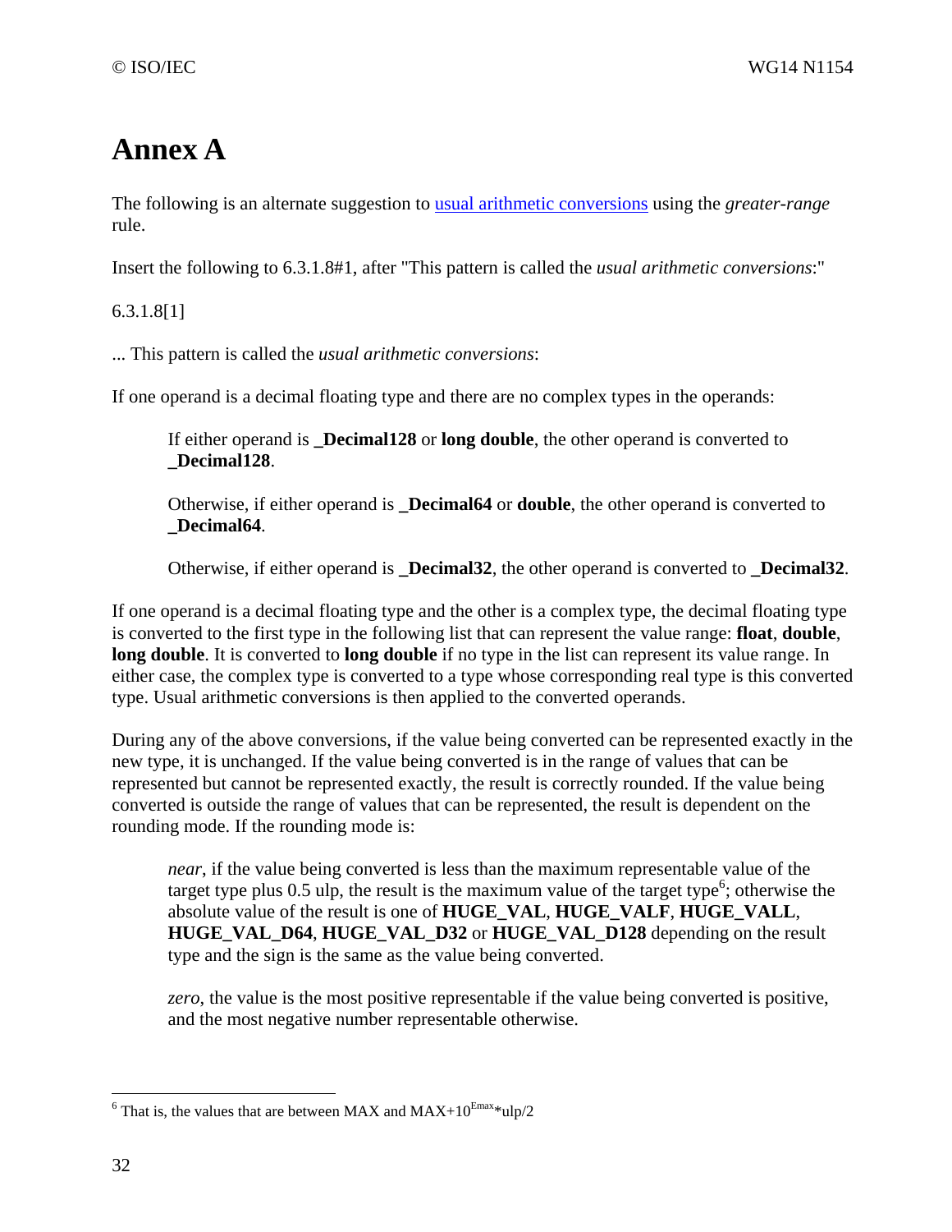# Annex A

The following is an alternate suggestion to usual arithmetic conversions using the *greater-range* rule.

Insert the following to 6.3.1.8#1, after "This pattern is called the *usual arithmetic conversions*:"

6.3.1.8[1]

... This pattern is called the *usual arithmetic conversions*:

If one operand is a decimal floating type and there are no complex types in the operands:

> If either operand is **_Decimal128** or **long double**, the other operand is converted to **_Decimal128**.
>
> Otherwise, if either operand is **_Decimal64** or **double**, the other operand is converted to **_Decimal64**.
>
> Otherwise, if either operand is **_Decimal32**, the other operand is converted to **_Decimal32**.

If one operand is a decimal floating type and the other is a complex type, the decimal floating type is converted to the first type in the following list that can represent the value range: **float**, **double**, **long double**. It is converted to **long double** if no type in the list can represent its value range. In either case, the complex type is converted to a type whose corresponding real type is this converted type. Usual arithmetic conversions is then applied to the converted operands.

During any of the above conversions, if the value being converted can be represented exactly in the new type, it is unchanged. If the value being converted is in the range of values that can be represented but cannot be represented exactly, the result is correctly rounded. If the value being converted is outside the range of values that can be represented, the result is dependent on the rounding mode. If the rounding mode is:

> *near*, if the value being converted is less than the maximum representable value of the target type plus 0.5 ulp, the result is the maximum value of the target type[6]; otherwise the absolute value of the result is one of **HUGE_VAL**, **HUGE_VALF**, **HUGE_VALL**, **HUGE_VAL_D64**, **HUGE_VAL_D32** or **HUGE_VAL_D128** depending on the result type and the sign is the same as the value being converted.
>
> *zero*, the value is the most positive representable if the value being converted is positive, and the most negative number representable otherwise.

---

[6] That is, the values that are between MAX and MAX+$10^{Emax}$*ulp/2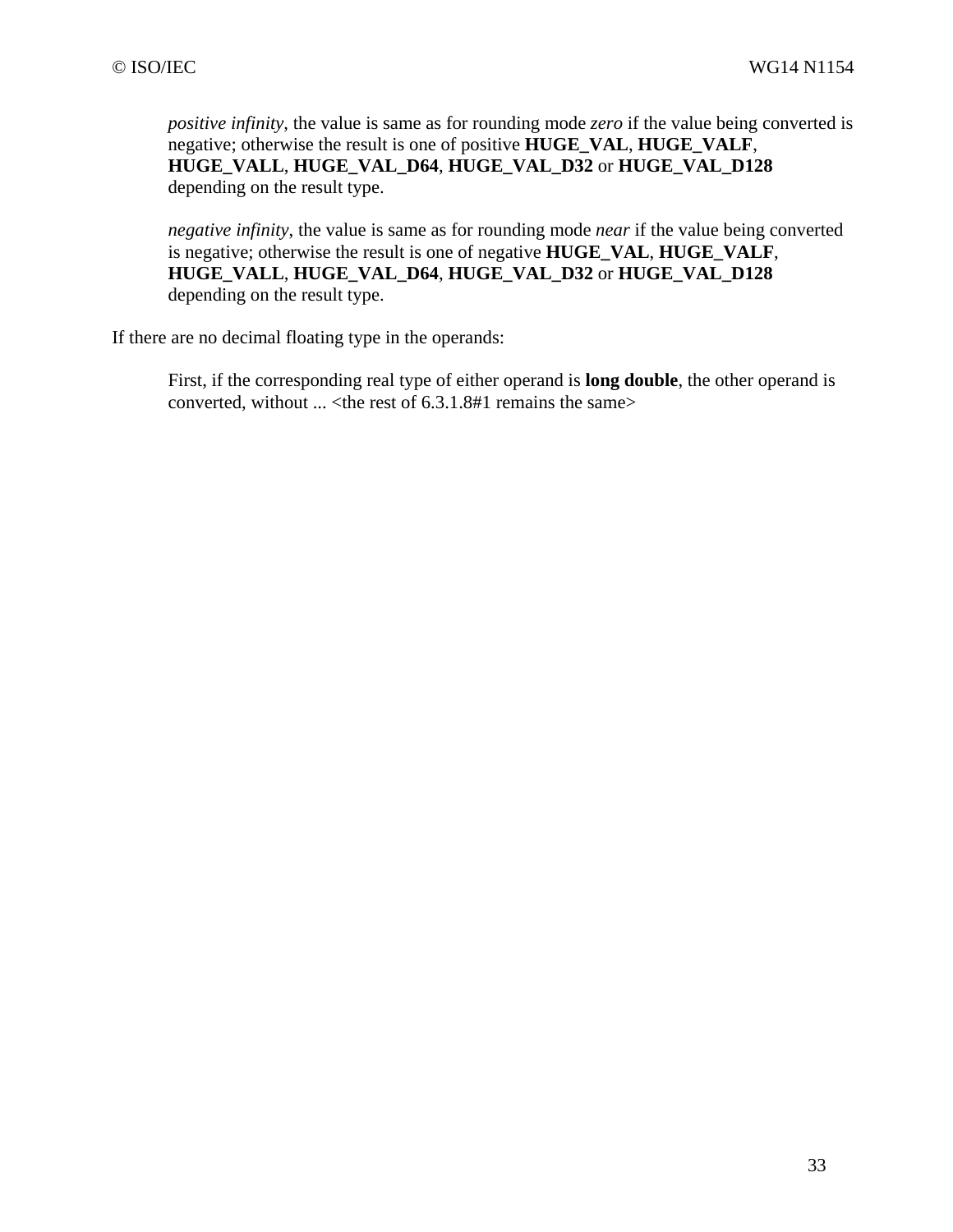*positive infinity*, the value is same as for rounding mode *zero* if the value being converted is negative; otherwise the result is one of positive **HUGE_VAL**, **HUGE_VALF**, **HUGE_VALL**, **HUGE_VAL_D64**, **HUGE_VAL_D32** or **HUGE_VAL_D128** depending on the result type.

*negative infinity*, the value is same as for rounding mode *near* if the value being converted is negative; otherwise the result is one of negative **HUGE_VAL**, **HUGE_VALF**, **HUGE_VALL**, **HUGE_VAL_D64**, **HUGE_VAL_D32** or **HUGE_VAL_D128** depending on the result type.

If there are no decimal floating type in the operands:

First, if the corresponding real type of either operand is **long double**, the other operand is converted, without ... <the rest of 6.3.1.8#1 remains the same>